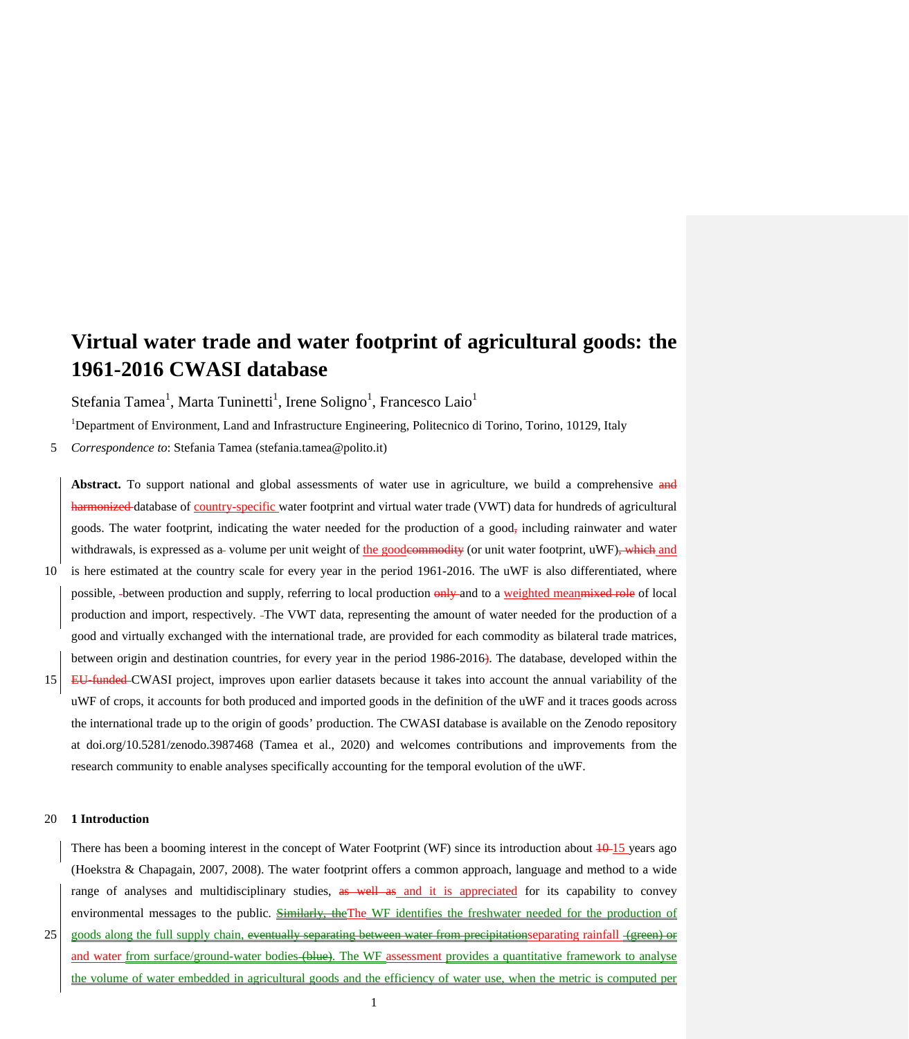# Virtual water trade and water footprint of agricultural goods: the 1961-2016 CWASI database

Stefania Tamea[1], Marta Tuninetti[1], Irene Soligno[1], Francesco Laio[1]

[1]Department of Environment, Land and Infrastructure Engineering, Politecnico di Torino, Torino, 10129, Italy

*Correspondence to*: Stefania Tamea (stefania.tamea@polito.it)

**Abstract.** To support national and global assessments of water use in agriculture, we build a comprehensive ~~and harmonized~~ database of country-specific water footprint and virtual water trade (VWT) data for hundreds of agricultural goods. The water footprint, indicating the water needed for the production of a good~~,~~ including rainwater and water withdrawals, is expressed as ~~a~~ volume per unit weight of the good~~commodity~~ (or unit water footprint, uWF)~~, which~~ and is here estimated at the country scale for every year in the period 1961-2016. The uWF is also differentiated, where possible, between production and supply, referring to local production ~~only~~ and to a weighted mean~~mixed role~~ of local production and import, respectively. The VWT data, representing the amount of water needed for the production of a good and virtually exchanged with the international trade, are provided for each commodity as bilateral trade matrices, between origin and destination countries, for every year in the period 1986-2016~~)~~. The database, developed within the ~~EU-funded~~ CWASI project, improves upon earlier datasets because it takes into account the annual variability of the uWF of crops, it accounts for both produced and imported goods in the definition of the uWF and it traces goods across the international trade up to the origin of goods' production. The CWASI database is available on the Zenodo repository at doi.org/10.5281/zenodo.3987468 (Tamea et al., 2020) and welcomes contributions and improvements from the research community to enable analyses specifically accounting for the temporal evolution of the uWF.

## 1 Introduction

There has been a booming interest in the concept of Water Footprint (WF) since its introduction about ~~10~~ 15 years ago (Hoekstra & Chapagain, 2007, 2008). The water footprint offers a common approach, language and method to a wide range of analyses and multidisciplinary studies, ~~as well as~~ and it is appreciated for its capability to convey environmental messages to the public. ~~Similarly, the~~The WF identifies the freshwater needed for the production of goods along the full supply chain, ~~eventually separating between water from precipitation~~separating rainfall ~~(green) or~~ and water from surface/ground-water bodies ~~(blue)~~. The WF assessment provides a quantitative framework to analyse the volume of water embedded in agricultural goods and the efficiency of water use, when the metric is computed per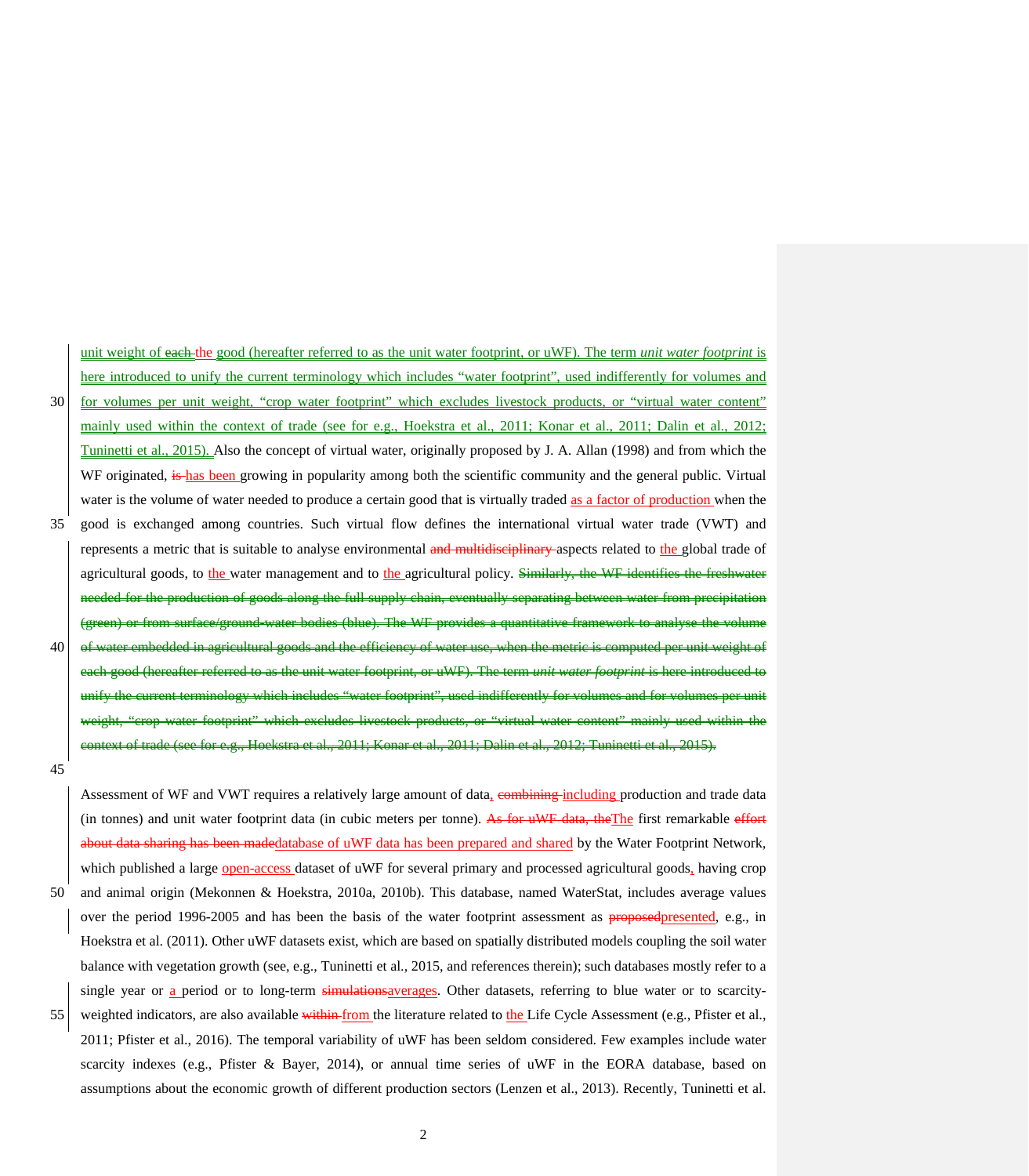unit weight of the good (hereafter referred to as the unit water footprint, or uWF). The term *unit water footprint* is here introduced to unify the current terminology which includes "water footprint", used indifferently for volumes and for volumes per unit weight, "crop water footprint" which excludes livestock products, or "virtual water content" mainly used within the context of trade (see for e.g., Hoekstra et al., 2011; Konar et al., 2011; Dalin et al., 2012; Tuninetti et al., 2015). Also the concept of virtual water, originally proposed by J. A. Allan (1998) and from which the WF originated, has been growing in popularity among both the scientific community and the general public. Virtual water is the volume of water needed to produce a certain good that is virtually traded as a factor of production when the good is exchanged among countries. Such virtual flow defines the international virtual water trade (VWT) and represents a metric that is suitable to analyse environmental aspects related to the global trade of agricultural goods, to the water management and to the agricultural policy.

Assessment of WF and VWT requires a relatively large amount of data, including production and trade data (in tonnes) and unit water footprint data (in cubic meters per tonne). The first remarkable database of uWF data has been prepared and shared by the Water Footprint Network, which published a large open-access dataset of uWF for several primary and processed agricultural goods, having crop and animal origin (Mekonnen & Hoekstra, 2010a, 2010b). This database, named WaterStat, includes average values over the period 1996-2005 and has been the basis of the water footprint assessment as presented, e.g., in Hoekstra et al. (2011). Other uWF datasets exist, which are based on spatially distributed models coupling the soil water balance with vegetation growth (see, e.g., Tuninetti et al., 2015, and references therein); such databases mostly refer to a single year or a period or to long-term averages. Other datasets, referring to blue water or to scarcity-weighted indicators, are also available from the literature related to the Life Cycle Assessment (e.g., Pfister et al., 2011; Pfister et al., 2016). The temporal variability of uWF has been seldom considered. Few examples include water scarcity indexes (e.g., Pfister & Bayer, 2014), or annual time series of uWF in the EORA database, based on assumptions about the economic growth of different production sectors (Lenzen et al., 2013). Recently, Tuninetti et al.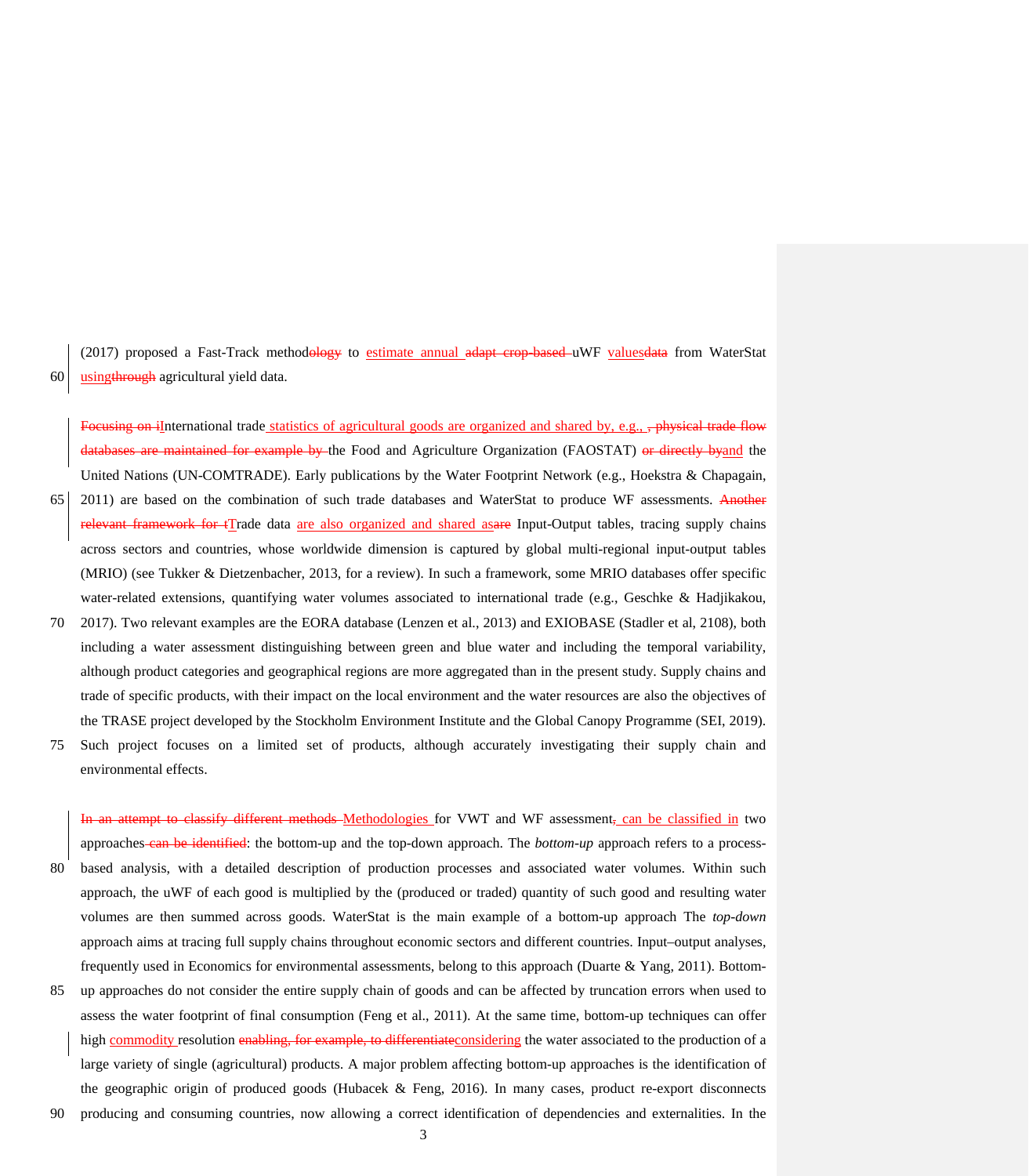(2017) proposed a Fast-Track method~~ology~~ to estimate annual ~~adapt crop-based~~ uWF values~~data~~ from WaterStat using~~through~~ agricultural yield data.

~~Focusing on i~~International trade statistics of agricultural goods are organized and shared by, e.g., ~~, physical trade flow databases are maintained for example by~~ the Food and Agriculture Organization (FAOSTAT) ~~or directly by~~and the United Nations (UN-COMTRADE). Early publications by the Water Footprint Network (e.g., Hoekstra & Chapagain, 2011) are based on the combination of such trade databases and WaterStat to produce WF assessments. ~~Another relevant framework for t~~Trade data are also organized and shared as~~are~~ Input-Output tables, tracing supply chains across sectors and countries, whose worldwide dimension is captured by global multi-regional input-output tables (MRIO) (see Tukker & Dietzenbacher, 2013, for a review). In such a framework, some MRIO databases offer specific water-related extensions, quantifying water volumes associated to international trade (e.g., Geschke & Hadjikakou, 2017). Two relevant examples are the EORA database (Lenzen et al., 2013) and EXIOBASE (Stadler et al, 2108), both including a water assessment distinguishing between green and blue water and including the temporal variability, although product categories and geographical regions are more aggregated than in the present study. Supply chains and trade of specific products, with their impact on the local environment and the water resources are also the objectives of the TRASE project developed by the Stockholm Environment Institute and the Global Canopy Programme (SEI, 2019). Such project focuses on a limited set of products, although accurately investigating their supply chain and environmental effects.

~~In an attempt to classify different methods~~ Methodologies for VWT and WF assessment~~,~~ can be classified in two approaches ~~can be identified~~: the bottom-up and the top-down approach. The *bottom-up* approach refers to a process-based analysis, with a detailed description of production processes and associated water volumes. Within such approach, the uWF of each good is multiplied by the (produced or traded) quantity of such good and resulting water volumes are then summed across goods. WaterStat is the main example of a bottom-up approach The *top-down* approach aims at tracing full supply chains throughout economic sectors and different countries. Input–output analyses, frequently used in Economics for environmental assessments, belong to this approach (Duarte & Yang, 2011). Bottom-up approaches do not consider the entire supply chain of goods and can be affected by truncation errors when used to assess the water footprint of final consumption (Feng et al., 2011). At the same time, bottom-up techniques can offer high commodity resolution ~~enabling, for example, to differentiate~~considering the water associated to the production of a large variety of single (agricultural) products. A major problem affecting bottom-up approaches is the identification of the geographic origin of produced goods (Hubacek & Feng, 2016). In many cases, product re-export disconnects producing and consuming countries, now allowing a correct identification of dependencies and externalities. In the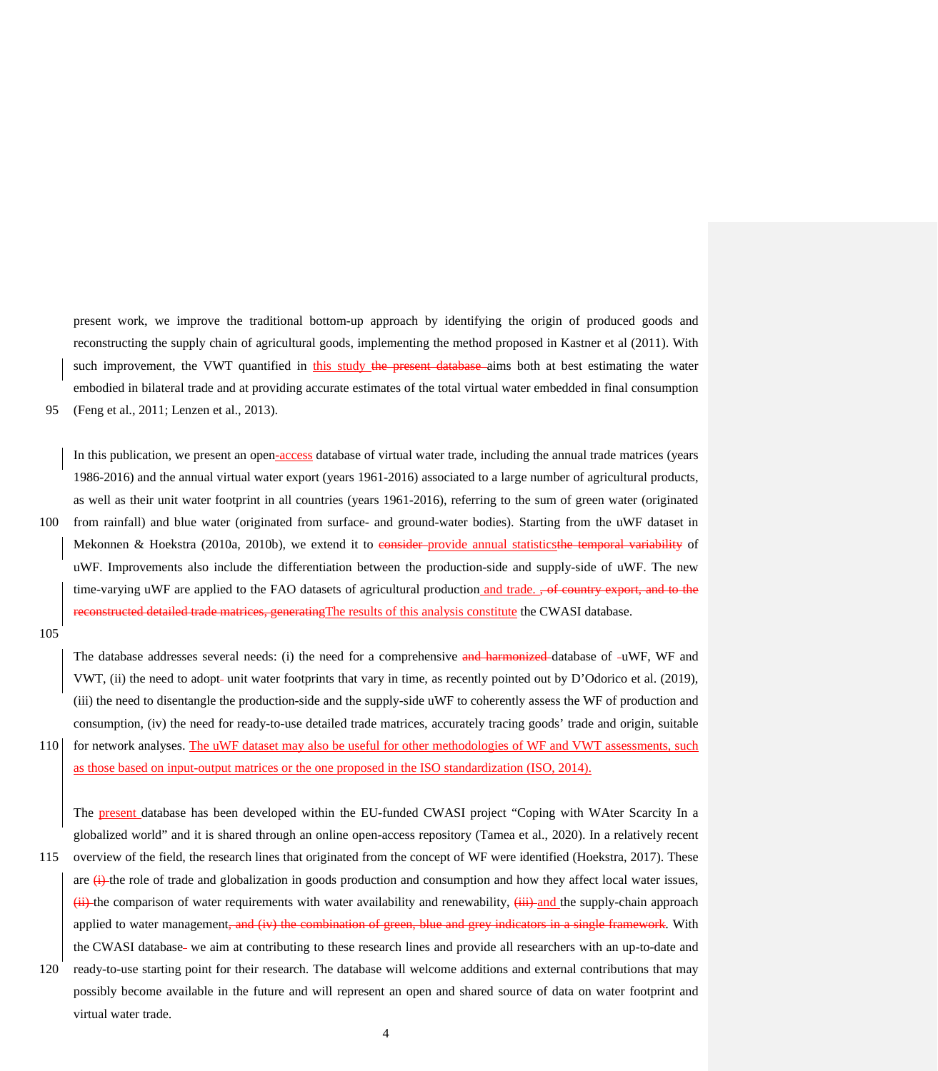present work, we improve the traditional bottom-up approach by identifying the origin of produced goods and reconstructing the supply chain of agricultural goods, implementing the method proposed in Kastner et al (2011). With such improvement, the VWT quantified in this study ~~the present database~~ aims both at best estimating the water embodied in bilateral trade and at providing accurate estimates of the total virtual water embedded in final consumption (Feng et al., 2011; Lenzen et al., 2013).

In this publication, we present an open-access database of virtual water trade, including the annual trade matrices (years 1986-2016) and the annual virtual water export (years 1961-2016) associated to a large number of agricultural products, as well as their unit water footprint in all countries (years 1961-2016), referring to the sum of green water (originated from rainfall) and blue water (originated from surface- and ground-water bodies). Starting from the uWF dataset in Mekonnen & Hoekstra (2010a, 2010b), we extend it to ~~consider~~ provide annual statistics~~the temporal variability~~ of uWF. Improvements also include the differentiation between the production-side and supply-side of uWF. The new time-varying uWF are applied to the FAO datasets of agricultural production and trade. ~~, of country export, and to the reconstructed detailed trade matrices, generating~~The results of this analysis constitute the CWASI database.

The database addresses several needs: (i) the need for a comprehensive ~~and harmonized~~ database of uWF, WF and VWT, (ii) the need to adopt unit water footprints that vary in time, as recently pointed out by D'Odorico et al. (2019), (iii) the need to disentangle the production-side and the supply-side uWF to coherently assess the WF of production and consumption, (iv) the need for ready-to-use detailed trade matrices, accurately tracing goods' trade and origin, suitable for network analyses. The uWF dataset may also be useful for other methodologies of WF and VWT assessments, such as those based on input-output matrices or the one proposed in the ISO standardization (ISO, 2014).

The present database has been developed within the EU-funded CWASI project "Coping with WAter Scarcity In a globalized world" and it is shared through an online open-access repository (Tamea et al., 2020). In a relatively recent overview of the field, the research lines that originated from the concept of WF were identified (Hoekstra, 2017). These are ~~(i)~~ the role of trade and globalization in goods production and consumption and how they affect local water issues, ~~(ii)~~ the comparison of water requirements with water availability and renewability, ~~(iii)~~ and the supply-chain approach applied to water management~~, and (iv) the combination of green, blue and grey indicators in a single framework~~. With the CWASI database we aim at contributing to these research lines and provide all researchers with an up-to-date and ready-to-use starting point for their research. The database will welcome additions and external contributions that may possibly become available in the future and will represent an open and shared source of data on water footprint and virtual water trade.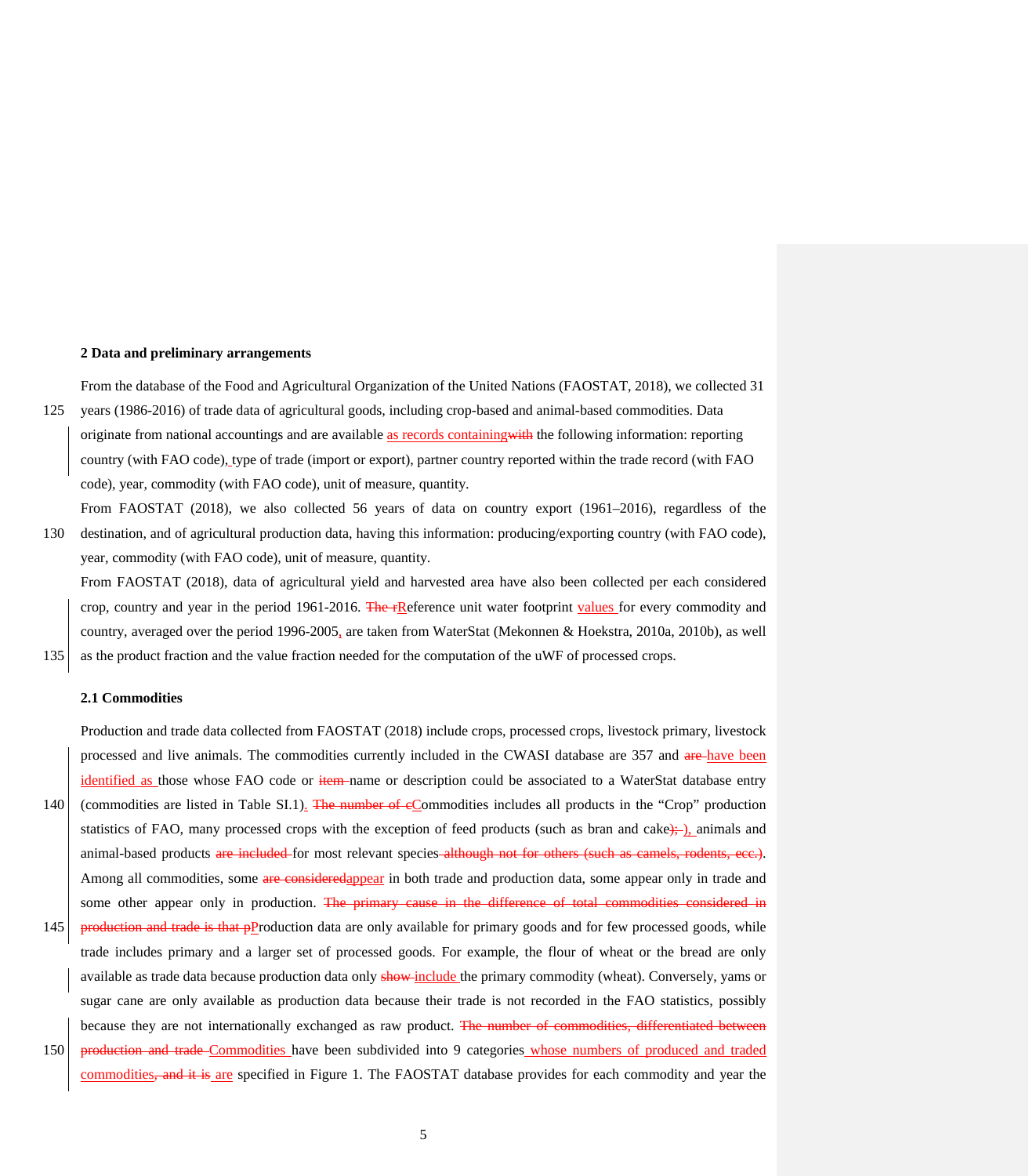**2 Data and preliminary arrangements**

From the database of the Food and Agricultural Organization of the United Nations (FAOSTAT, 2018), we collected 31 years (1986-2016) of trade data of agricultural goods, including crop-based and animal-based commodities. Data originate from national accountings and are available as records containing the following information: reporting country (with FAO code), type of trade (import or export), partner country reported within the trade record (with FAO code), year, commodity (with FAO code), unit of measure, quantity.

From FAOSTAT (2018), we also collected 56 years of data on country export (1961–2016), regardless of the destination, and of agricultural production data, having this information: producing/exporting country (with FAO code), year, commodity (with FAO code), unit of measure, quantity.

From FAOSTAT (2018), data of agricultural yield and harvested area have also been collected per each considered crop, country and year in the period 1961-2016. Reference unit water footprint values for every commodity and country, averaged over the period 1996-2005, are taken from WaterStat (Mekonnen & Hoekstra, 2010a, 2010b), as well as the product fraction and the value fraction needed for the computation of the uWF of processed crops.

**2.1 Commodities**

Production and trade data collected from FAOSTAT (2018) include crops, processed crops, livestock primary, livestock processed and live animals. The commodities currently included in the CWASI database are 357 and have been identified as those whose FAO code or name or description could be associated to a WaterStat database entry (commodities are listed in Table SI.1). Commodities includes all products in the “Crop” production statistics of FAO, many processed crops with the exception of feed products (such as bran and cake), animals and animal-based products for most relevant species. Among all commodities, some appear in both trade and production data, some appear only in trade and some other appear only in production. Production data are only available for primary goods and for few processed goods, while trade includes primary and a larger set of processed goods. For example, the flour of wheat or the bread are only available as trade data because production data only include the primary commodity (wheat). Conversely, yams or sugar cane are only available as production data because their trade is not recorded in the FAO statistics, possibly because they are not internationally exchanged as raw product. Commodities have been subdivided into 9 categories whose numbers of produced and traded commodities are specified in Figure 1. The FAOSTAT database provides for each commodity and year the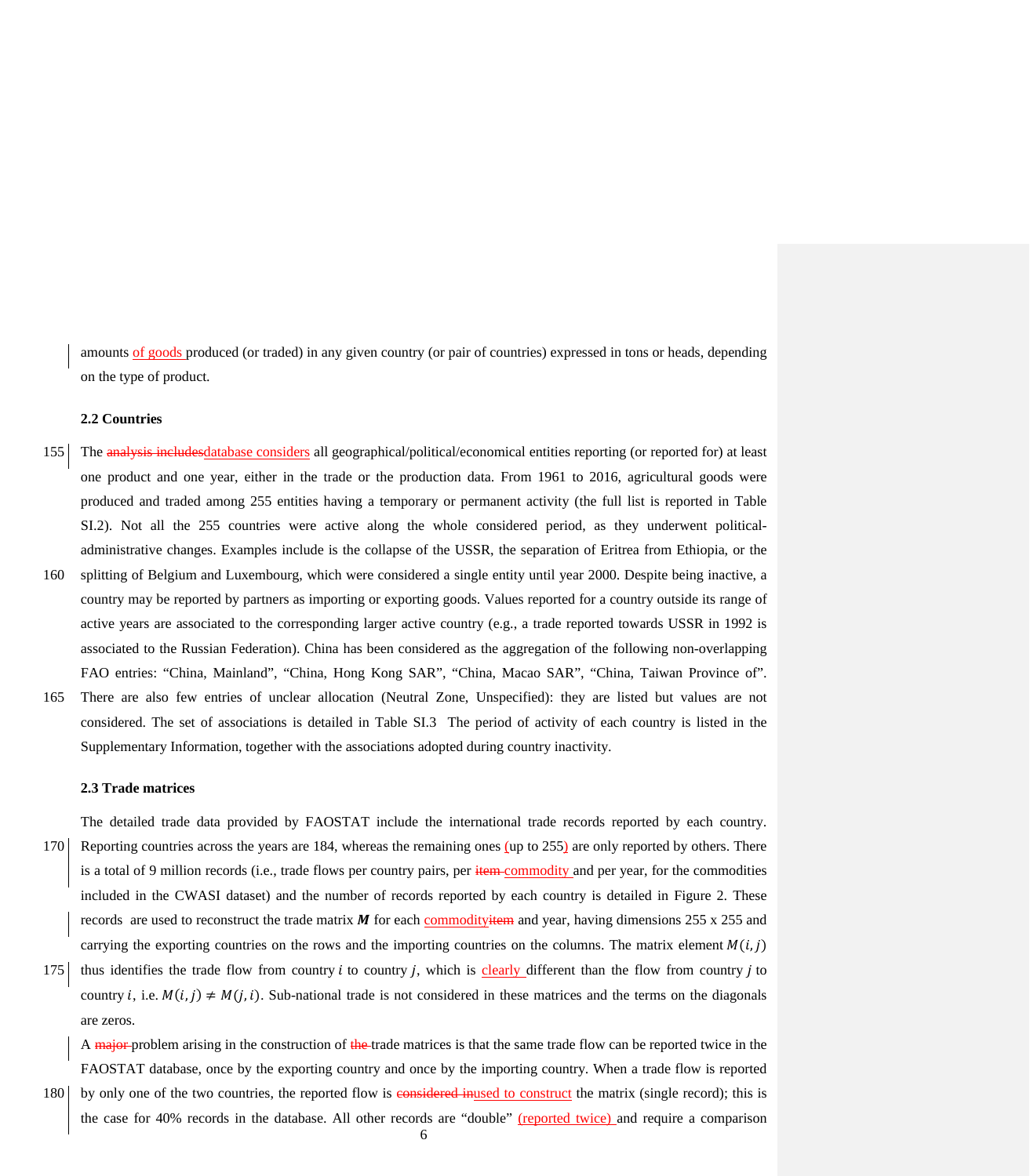amounts of goods produced (or traded) in any given country (or pair of countries) expressed in tons or heads, depending on the type of product.

### 2.2 Countries

The ~~analysis includes~~database considers all geographical/political/economical entities reporting (or reported for) at least one product and one year, either in the trade or the production data. From 1961 to 2016, agricultural goods were produced and traded among 255 entities having a temporary or permanent activity (the full list is reported in Table SI.2). Not all the 255 countries were active along the whole considered period, as they underwent political-administrative changes. Examples include is the collapse of the USSR, the separation of Eritrea from Ethiopia, or the splitting of Belgium and Luxembourg, which were considered a single entity until year 2000. Despite being inactive, a country may be reported by partners as importing or exporting goods. Values reported for a country outside its range of active years are associated to the corresponding larger active country (e.g., a trade reported towards USSR in 1992 is associated to the Russian Federation). China has been considered as the aggregation of the following non-overlapping FAO entries: "China, Mainland", "China, Hong Kong SAR", "China, Macao SAR", "China, Taiwan Province of". There are also few entries of unclear allocation (Neutral Zone, Unspecified): they are listed but values are not considered. The set of associations is detailed in Table SI.3 The period of activity of each country is listed in the Supplementary Information, together with the associations adopted during country inactivity.

### 2.3 Trade matrices

The detailed trade data provided by FAOSTAT include the international trade records reported by each country. Reporting countries across the years are 184, whereas the remaining ones (up to 255) are only reported by others. There is a total of 9 million records (i.e., trade flows per country pairs, per ~~item~~ commodity and per year, for the commodities included in the CWASI dataset) and the number of records reported by each country is detailed in Figure 2. These records are used to reconstruct the trade matrix $\boldsymbol{M}$ for each commodity~~item~~ and year, having dimensions 255 x 255 and carrying the exporting countries on the rows and the importing countries on the columns. The matrix element $M(i,j)$ thus identifies the trade flow from country $i$ to country $j$, which is clearly different than the flow from country $j$ to country $i$, i.e. $M(i,j) \neq M(j,i)$. Sub-national trade is not considered in these matrices and the terms on the diagonals are zeros.

A ~~major~~ problem arising in the construction of ~~the~~ trade matrices is that the same trade flow can be reported twice in the FAOSTAT database, once by the exporting country and once by the importing country. When a trade flow is reported by only one of the two countries, the reported flow is ~~considered in~~used to construct the matrix (single record); this is the case for 40% records in the database. All other records are "double" (reported twice) and require a comparison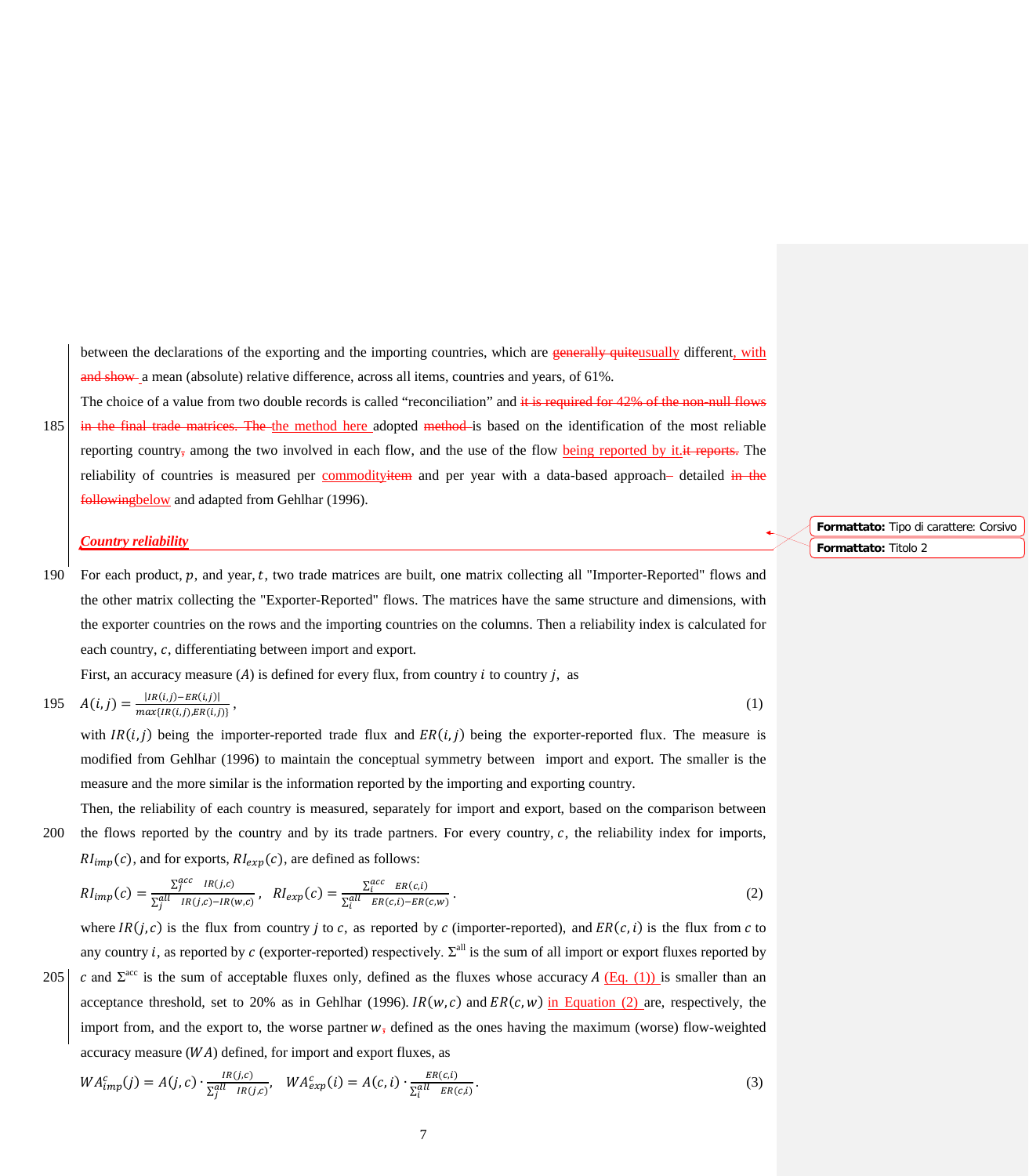between the declarations of the exporting and the importing countries, which are usually different, with a mean (absolute) relative difference, across all items, countries and years, of 61%.

The choice of a value from two double records is called “reconciliation” and the method here adopted is based on the identification of the most reliable reporting country among the two involved in each flow, and the use of the flow being reported by it. The reliability of countries is measured per commodity and per year with a data-based approach– detailed below and adapted from Gehlhar (1996).

## *Country reliability*

For each product, $p$, and year, $t$, two trade matrices are built, one matrix collecting all "Importer-Reported" flows and the other matrix collecting the "Exporter-Reported" flows. The matrices have the same structure and dimensions, with the exporter countries on the rows and the importing countries on the columns. Then a reliability index is calculated for each country, $c$, differentiating between import and export.

First, an accuracy measure ($A$) is defined for every flux, from country $i$ to country $j$, as

$$A(i,j) = \frac{|IR(i,j) - ER(i,j)|}{max\{IR(i,j), ER(i,j)\}}, \tag{1}$$

with $IR(i,j)$ being the importer-reported trade flux and $ER(i,j)$ being the exporter-reported flux. The measure is modified from Gehlhar (1996) to maintain the conceptual symmetry between import and export. The smaller is the measure and the more similar is the information reported by the importing and exporting country.

Then, the reliability of each country is measured, separately for import and export, based on the comparison between the flows reported by the country and by its trade partners. For every country, $c$, the reliability index for imports, $RI_{imp}(c)$, and for exports, $RI_{exp}(c)$, are defined as follows:

$$RI_{imp}(c) = \frac{\sum_j^{acc} IR(j,c)}{\sum_j^{all} IR(j,c) - IR(w,c)}, \quad RI_{exp}(c) = \frac{\sum_i^{acc} ER(c,i)}{\sum_i^{all} ER(c,i) - ER(c,w)}. \tag{2}$$

where $IR(j,c)$ is the flux from country $j$ to $c$, as reported by $c$ (importer-reported), and $ER(c,i)$ is the flux from $c$ to any country $i$, as reported by $c$ (exporter-reported) respectively. $\Sigma^{all}$ is the sum of all import or export fluxes reported by $c$ and $\Sigma^{acc}$ is the sum of acceptable fluxes only, defined as the fluxes whose accuracy $A$ (Eq. (1)) is smaller than an acceptance threshold, set to 20% as in Gehlhar (1996). $IR(w,c)$ and $ER(c,w)$ in Equation (2) are, respectively, the import from, and the export to, the worse partner $w$ defined as the ones having the maximum (worse) flow-weighted accuracy measure ($WA$) defined, for import and export fluxes, as

$$WA^c_{imp}(j) = A(j,c) \cdot \frac{IR(j,c)}{\sum_j^{all} IR(j,c)}, \quad WA^c_{exp}(i) = A(c,i) \cdot \frac{ER(c,i)}{\sum_i^{all} ER(c,i)}. \tag{3}$$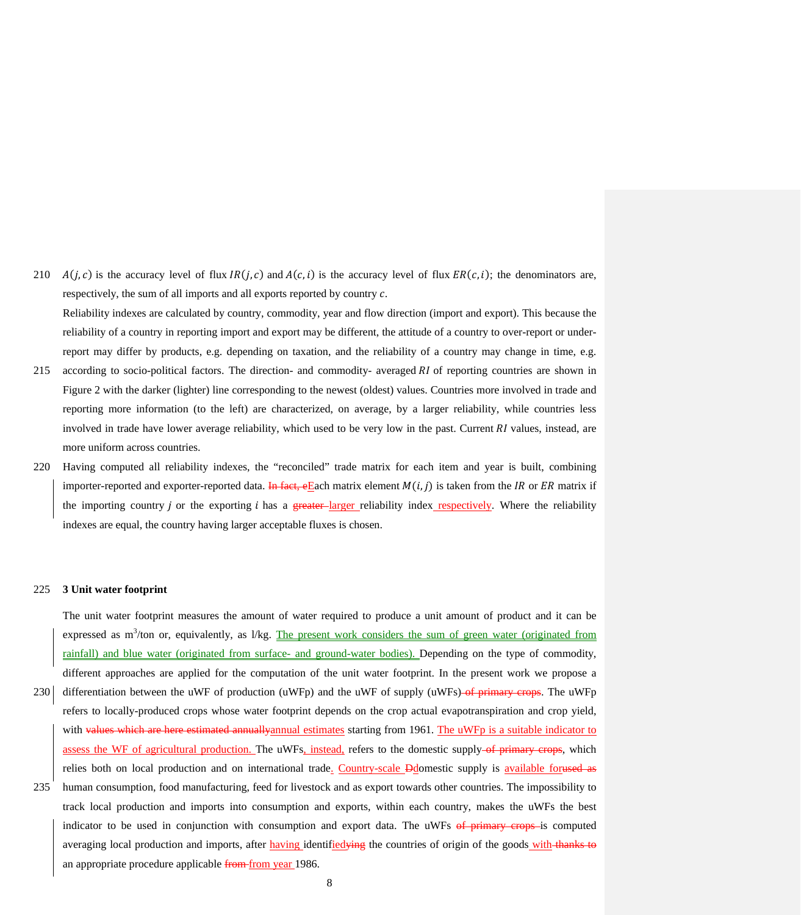$A(j,c)$ is the accuracy level of flux $IR(j,c)$ and $A(c,i)$ is the accuracy level of flux $ER(c,i)$; the denominators are, respectively, the sum of all imports and all exports reported by country $c$.

Reliability indexes are calculated by country, commodity, year and flow direction (import and export). This because the reliability of a country in reporting import and export may be different, the attitude of a country to over-report or under-report may differ by products, e.g. depending on taxation, and the reliability of a country may change in time, e.g. according to socio-political factors. The direction- and commodity- averaged $RI$ of reporting countries are shown in Figure 2 with the darker (lighter) line corresponding to the newest (oldest) values. Countries more involved in trade and reporting more information (to the left) are characterized, on average, by a larger reliability, while countries less involved in trade have lower average reliability, which used to be very low in the past. Current $RI$ values, instead, are more uniform across countries.

Having computed all reliability indexes, the "reconciled" trade matrix for each item and year is built, combining importer-reported and exporter-reported data. Each matrix element $M(i,j)$ is taken from the $IR$ or $ER$ matrix if the importing country $j$ or the exporting $i$ has a larger reliability index respectively. Where the reliability indexes are equal, the country having larger acceptable fluxes is chosen.

## 3 Unit water footprint

The unit water footprint measures the amount of water required to produce a unit amount of product and it can be expressed as m$^3$/ton or, equivalently, as l/kg. The present work considers the sum of green water (originated from rainfall) and blue water (originated from surface- and ground-water bodies). Depending on the type of commodity, different approaches are applied for the computation of the unit water footprint. In the present work we propose a differentiation between the uWF of production (uWFp) and the uWF of supply (uWFs). The uWFp refers to locally-produced crops whose water footprint depends on the crop actual evapotranspiration and crop yield, with annual estimates starting from 1961. The uWFp is a suitable indicator to assess the WF of agricultural production. The uWFs, instead, refers to the domestic supply, which relies both on local production and on international trade. Country-scale domestic supply is available for human consumption, food manufacturing, feed for livestock and as export towards other countries. The impossibility to track local production and imports into consumption and exports, within each country, makes the uWFs the best indicator to be used in conjunction with consumption and export data. The uWFs is computed averaging local production and imports, after having identified the countries of origin of the goods with an appropriate procedure applicable from year 1986.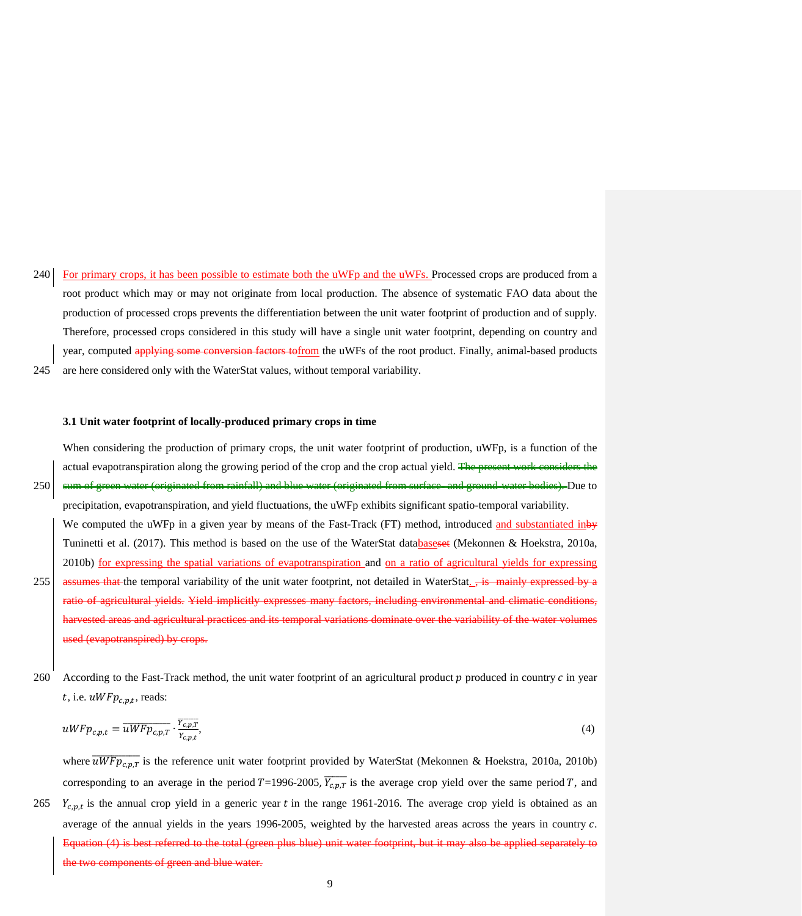For primary crops, it has been possible to estimate both the uWFp and the uWFs. Processed crops are produced from a root product which may or may not originate from local production. The absence of systematic FAO data about the production of processed crops prevents the differentiation between the unit water footprint of production and of supply. Therefore, processed crops considered in this study will have a single unit water footprint, depending on country and year, computed ~~applying some conversion factors to~~from the uWFs of the root product. Finally, animal-based products are here considered only with the WaterStat values, without temporal variability.

### 3.1 Unit water footprint of locally-produced primary crops in time

When considering the production of primary crops, the unit water footprint of production, uWFp, is a function of the actual evapotranspiration along the growing period of the crop and the crop actual yield. ~~The present work considers the sum of green water (originated from rainfall) and blue water (originated from surface- and ground-water bodies).~~ Due to precipitation, evapotranspiration, and yield fluctuations, the uWFp exhibits significant spatio-temporal variability.

We computed the uWFp in a given year by means of the Fast-Track (FT) method, introduced and substantiated in~~by~~ Tuninetti et al. (2017). This method is based on the use of the WaterStat database~~set~~ (Mekonnen & Hoekstra, 2010a, 2010b) for expressing the spatial variations of evapotranspiration and on a ratio of agricultural yields for expressing ~~assumes that~~ the temporal variability of the unit water footprint, not detailed in WaterStat. ~~, is mainly expressed by a ratio of agricultural yields. Yield implicitly expresses many factors, including environmental and climatic conditions, harvested areas and agricultural practices and its temporal variations dominate over the variability of the water volumes used (evapotranspired) by crops.~~

According to the Fast-Track method, the unit water footprint of an agricultural product $p$ produced in country $c$ in year $t$, i.e. $uWFp_{c,p,t}$, reads:

$$uWFp_{c,p,t} = \overline{uWFp_{c,p,T}} \cdot \frac{\overline{Y_{c,p,T}}}{Y_{c,p,t}}, \tag{4}$$

where $\overline{uWFp_{c,p,T}}$ is the reference unit water footprint provided by WaterStat (Mekonnen & Hoekstra, 2010a, 2010b) corresponding to an average in the period $T$=1996-2005, $\overline{Y_{c,p,T}}$ is the average crop yield over the same period $T$, and $Y_{c,p,t}$ is the annual crop yield in a generic year $t$ in the range 1961-2016. The average crop yield is obtained as an average of the annual yields in the years 1996-2005, weighted by the harvested areas across the years in country $c$. ~~Equation (4) is best referred to the total (green plus blue) unit water footprint, but it may also be applied separately to the two components of green and blue water.~~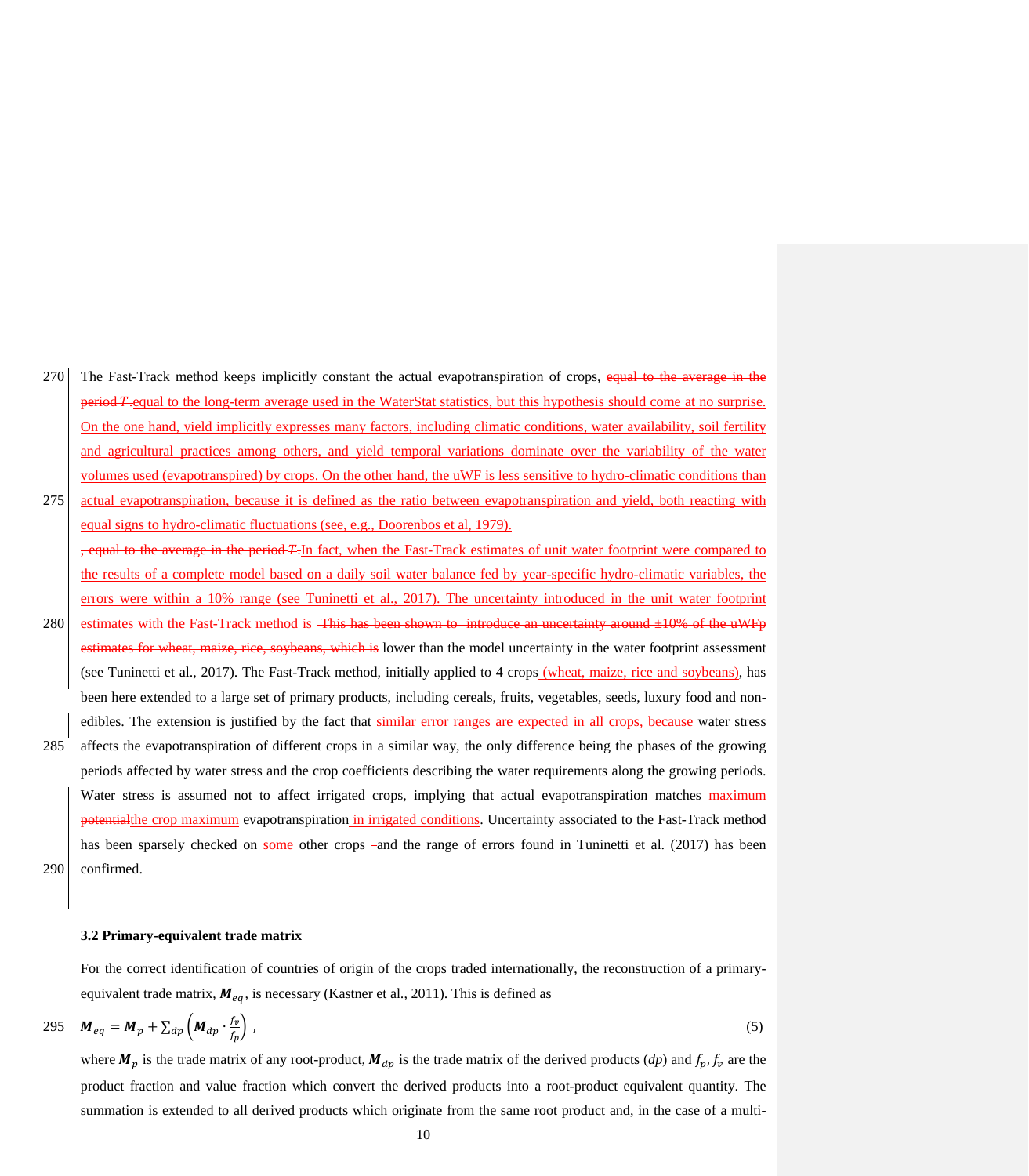The Fast-Track method keeps implicitly constant the actual evapotranspiration of crops, ~~equal to the average in the period *T*.~~equal to the long-term average used in the WaterStat statistics, but this hypothesis should come at no surprise. On the one hand, yield implicitly expresses many factors, including climatic conditions, water availability, soil fertility and agricultural practices among others, and yield temporal variations dominate over the variability of the water volumes used (evapotranspired) by crops. On the other hand, the uWF is less sensitive to hydro-climatic conditions than actual evapotranspiration, because it is defined as the ratio between evapotranspiration and yield, both reacting with equal signs to hydro-climatic fluctuations (see, e.g., Doorenbos et al, 1979).

~~, equal to the average in the period *T*.~~In fact, when the Fast-Track estimates of unit water footprint were compared to the results of a complete model based on a daily soil water balance fed by year-specific hydro-climatic variables, the errors were within a 10% range (see Tuninetti et al., 2017). The uncertainty introduced in the unit water footprint estimates with the Fast-Track method is ~~This has been shown to introduce an uncertainty around ±10% of the uWFp estimates for wheat, maize, rice, soybeans, which is~~ lower than the model uncertainty in the water footprint assessment (see Tuninetti et al., 2017). The Fast-Track method, initially applied to 4 crops (wheat, maize, rice and soybeans), has been here extended to a large set of primary products, including cereals, fruits, vegetables, seeds, luxury food and non-edibles. The extension is justified by the fact that similar error ranges are expected in all crops, because water stress affects the evapotranspiration of different crops in a similar way, the only difference being the phases of the growing periods affected by water stress and the crop coefficients describing the water requirements along the growing periods. Water stress is assumed not to affect irrigated crops, implying that actual evapotranspiration matches ~~maximum potential~~the crop maximum evapotranspiration in irrigated conditions. Uncertainty associated to the Fast-Track method has been sparsely checked on some other crops ~~-~~and the range of errors found in Tuninetti et al. (2017) has been confirmed.

### 3.2 Primary-equivalent trade matrix

For the correct identification of countries of origin of the crops traded internationally, the reconstruction of a primary-equivalent trade matrix, $\boldsymbol{M}_{eq}$, is necessary (Kastner et al., 2011). This is defined as

$$\boldsymbol{M}_{eq} = \boldsymbol{M}_p + \sum_{dp} \left( \boldsymbol{M}_{dp} \cdot \frac{f_v}{f_p} \right) , \tag{5}$$

where $\boldsymbol{M}_p$ is the trade matrix of any root-product, $\boldsymbol{M}_{dp}$ is the trade matrix of the derived products ($dp$) and $f_p, f_v$ are the product fraction and value fraction which convert the derived products into a root-product equivalent quantity. The summation is extended to all derived products which originate from the same root product and, in the case of a multi-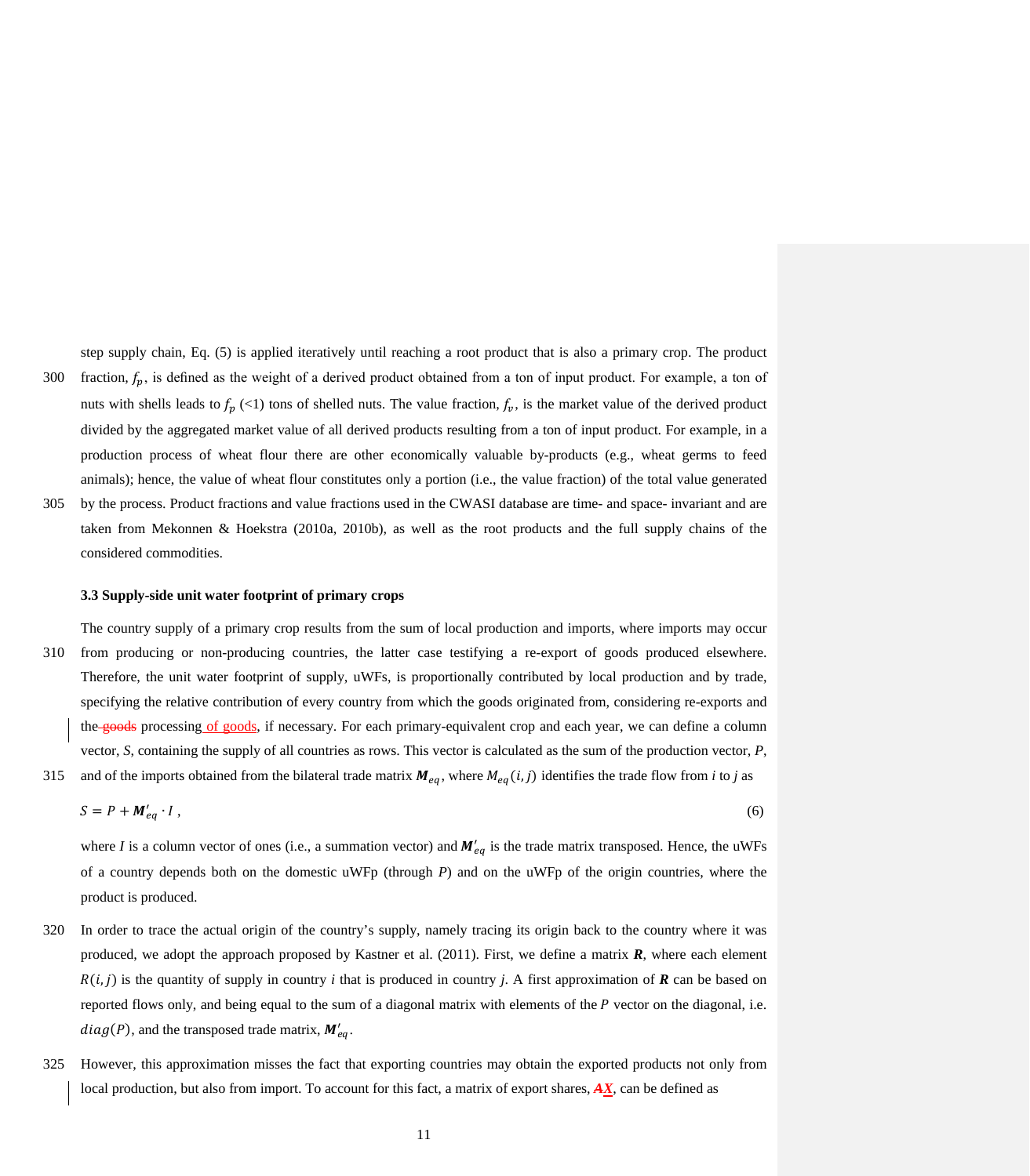step supply chain, Eq. (5) is applied iteratively until reaching a root product that is also a primary crop. The product fraction, $f_p$, is defined as the weight of a derived product obtained from a ton of input product. For example, a ton of nuts with shells leads to $f_p$ (<1) tons of shelled nuts. The value fraction, $f_v$, is the market value of the derived product divided by the aggregated market value of all derived products resulting from a ton of input product. For example, in a production process of wheat flour there are other economically valuable by-products (e.g., wheat germs to feed animals); hence, the value of wheat flour constitutes only a portion (i.e., the value fraction) of the total value generated by the process. Product fractions and value fractions used in the CWASI database are time- and space- invariant and are taken from Mekonnen & Hoekstra (2010a, 2010b), as well as the root products and the full supply chains of the considered commodities.

### 3.3 Supply-side unit water footprint of primary crops

The country supply of a primary crop results from the sum of local production and imports, where imports may occur from producing or non-producing countries, the latter case testifying a re-export of goods produced elsewhere. Therefore, the unit water footprint of supply, uWFs, is proportionally contributed by local production and by trade, specifying the relative contribution of every country from which the goods originated from, considering re-exports and the processing of goods, if necessary. For each primary-equivalent crop and each year, we can define a column vector, $S$, containing the supply of all countries as rows. This vector is calculated as the sum of the production vector, $P$, and of the imports obtained from the bilateral trade matrix $\boldsymbol{M}_{eq}$, where $M_{eq}(i,j)$ identifies the trade flow from $i$ to $j$ as

$$S = P + \boldsymbol{M}'_{eq} \cdot I\ , \tag{6}$$

where $I$ is a column vector of ones (i.e., a summation vector) and $\boldsymbol{M}'_{eq}$ is the trade matrix transposed. Hence, the uWFs of a country depends both on the domestic uWFp (through $P$) and on the uWFp of the origin countries, where the product is produced.

In order to trace the actual origin of the country's supply, namely tracing its origin back to the country where it was produced, we adopt the approach proposed by Kastner et al. (2011). First, we define a matrix $\boldsymbol{R}$, where each element $R(i,j)$ is the quantity of supply in country $i$ that is produced in country $j$. A first approximation of $\boldsymbol{R}$ can be based on reported flows only, and being equal to the sum of a diagonal matrix with elements of the $P$ vector on the diagonal, i.e. $diag(P)$, and the transposed trade matrix, $\boldsymbol{M}'_{eq}$.

However, this approximation misses the fact that exporting countries may obtain the exported products not only from local production, but also from import. To account for this fact, a matrix of export shares, $\boldsymbol{X}$, can be defined as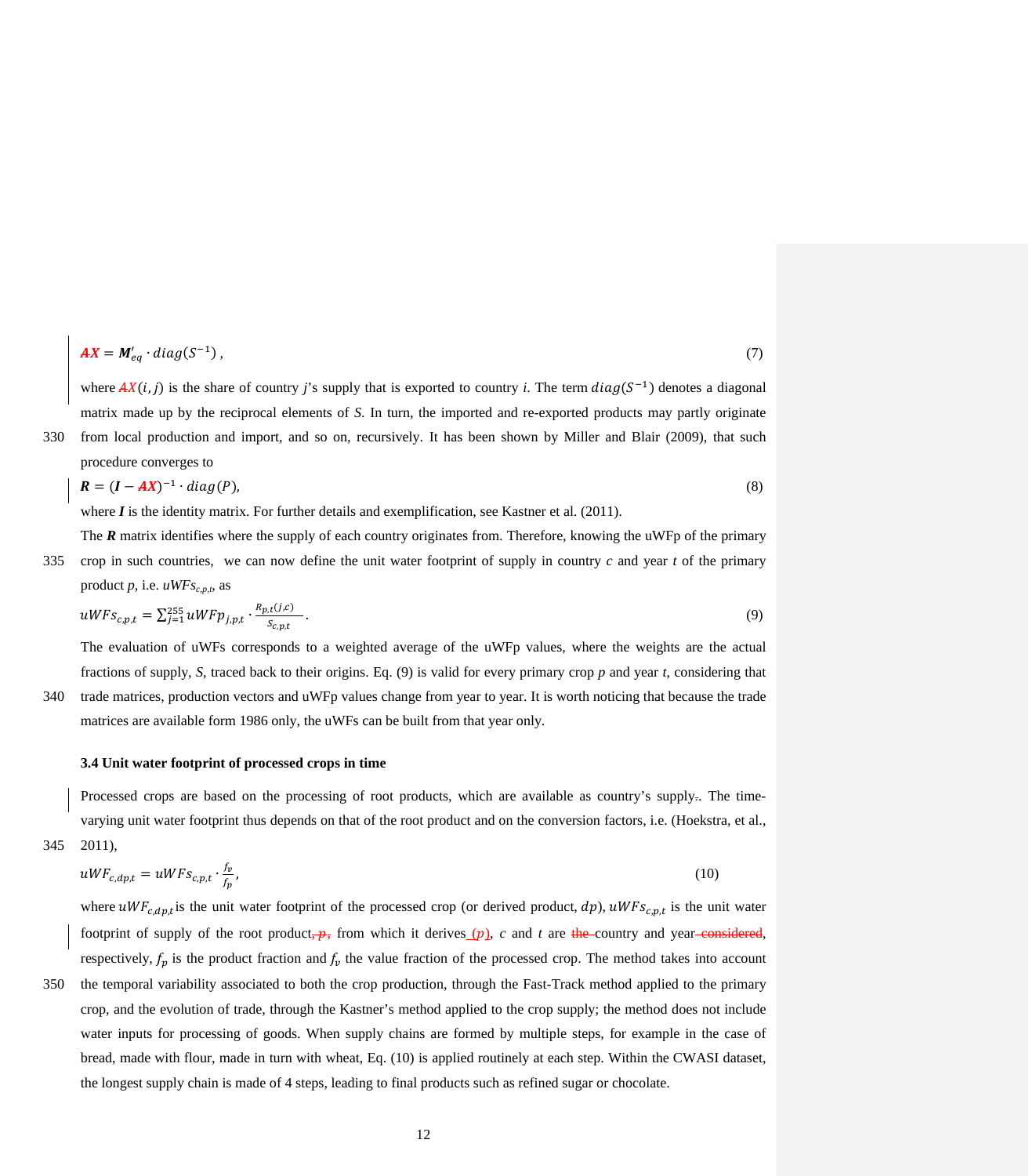$$\boldsymbol{AX} = \boldsymbol{M}'_{eq} \cdot diag(S^{-1}) \,, \tag{7}$$

where $AX(i,j)$ is the share of country *j*'s supply that is exported to country *i*. The term $diag(S^{-1})$ denotes a diagonal matrix made up by the reciprocal elements of *S*. In turn, the imported and re-exported products may partly originate from local production and import, and so on, recursively. It has been shown by Miller and Blair (2009), that such procedure converges to

$$\boldsymbol{R} = (\boldsymbol{I} - \boldsymbol{AX})^{-1} \cdot diag(P), \tag{8}$$

where $\boldsymbol{I}$ is the identity matrix. For further details and exemplification, see Kastner et al. (2011).

The $\boldsymbol{R}$ matrix identifies where the supply of each country originates from. Therefore, knowing the uWFp of the primary crop in such countries, we can now define the unit water footprint of supply in country *c* and year *t* of the primary product *p*, i.e. $uWFs_{c,p,t}$, as

$$uWFs_{c,p,t} = \sum_{j=1}^{255} uWFp_{j,p,t} \cdot \frac{R_{p,t}(j,c)}{S_{c,p,t}}. \tag{9}$$

The evaluation of uWFs corresponds to a weighted average of the uWFp values, where the weights are the actual fractions of supply, *S*, traced back to their origins. Eq. (9) is valid for every primary crop *p* and year *t*, considering that trade matrices, production vectors and uWFp values change from year to year. It is worth noticing that because the trade matrices are available form 1986 only, the uWFs can be built from that year only.

### 3.4 Unit water footprint of processed crops in time

Processed crops are based on the processing of root products, which are available as country's supply. The time-varying unit water footprint thus depends on that of the root product and on the conversion factors, i.e. (Hoekstra, et al., 2011),

$$uWF_{c,dp,t} = uWFs_{c,p,t} \cdot \frac{f_v}{f_p}, \tag{10}$$

where $uWF_{c,dp,t}$ is the unit water footprint of the processed crop (or derived product, $dp$), $uWFs_{c,p,t}$ is the unit water footprint of supply of the root product from which it derives (*p*), *c* and *t* are country and year, respectively, $f_p$ is the product fraction and $f_v$ the value fraction of the processed crop. The method takes into account the temporal variability associated to both the crop production, through the Fast-Track method applied to the primary crop, and the evolution of trade, through the Kastner's method applied to the crop supply; the method does not include water inputs for processing of goods. When supply chains are formed by multiple steps, for example in the case of bread, made with flour, made in turn with wheat, Eq. (10) is applied routinely at each step. Within the CWASI dataset, the longest supply chain is made of 4 steps, leading to final products such as refined sugar or chocolate.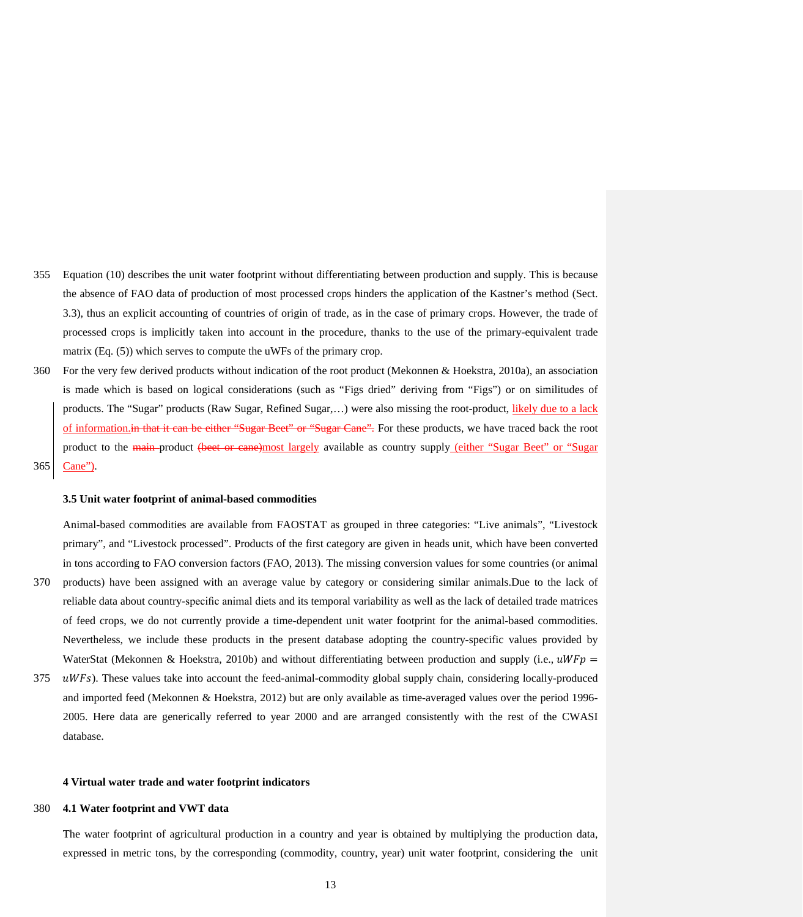Equation (10) describes the unit water footprint without differentiating between production and supply. This is because the absence of FAO data of production of most processed crops hinders the application of the Kastner's method (Sect. 3.3), thus an explicit accounting of countries of origin of trade, as in the case of primary crops. However, the trade of processed crops is implicitly taken into account in the procedure, thanks to the use of the primary-equivalent trade matrix (Eq. (5)) which serves to compute the uWFs of the primary crop.

For the very few derived products without indication of the root product (Mekonnen & Hoekstra, 2010a), an association is made which is based on logical considerations (such as "Figs dried" deriving from "Figs") or on similitudes of products. The "Sugar" products (Raw Sugar, Refined Sugar,…) were also missing the root-product, likely due to a lack of information.~~in that it can be either "Sugar Beet" or "Sugar Cane".~~ For these products, we have traced back the root product to the ~~main~~ product ~~(beet or cane)~~most largely available as country supply (either "Sugar Beet" or "Sugar Cane").

### 3.5 Unit water footprint of animal-based commodities

Animal-based commodities are available from FAOSTAT as grouped in three categories: "Live animals", "Livestock primary", and "Livestock processed". Products of the first category are given in heads unit, which have been converted in tons according to FAO conversion factors (FAO, 2013). The missing conversion values for some countries (or animal products) have been assigned with an average value by category or considering similar animals.Due to the lack of reliable data about country-specific animal diets and its temporal variability as well as the lack of detailed trade matrices of feed crops, we do not currently provide a time-dependent unit water footprint for the animal-based commodities. Nevertheless, we include these products in the present database adopting the country-specific values provided by WaterStat (Mekonnen & Hoekstra, 2010b) and without differentiating between production and supply (i.e., $uWFp = uWFs$). These values take into account the feed-animal-commodity global supply chain, considering locally-produced and imported feed (Mekonnen & Hoekstra, 2012) but are only available as time-averaged values over the period 1996-2005. Here data are generically referred to year 2000 and are arranged consistently with the rest of the CWASI database.

## 4 Virtual water trade and water footprint indicators

### 4.1 Water footprint and VWT data

The water footprint of agricultural production in a country and year is obtained by multiplying the production data, expressed in metric tons, by the corresponding (commodity, country, year) unit water footprint, considering the unit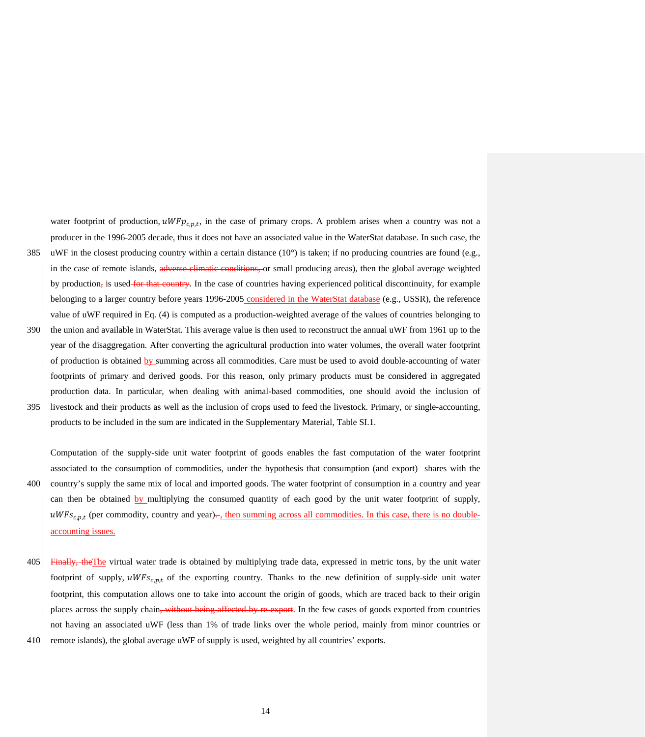water footprint of production, $uWFp_{c,p,t}$, in the case of primary crops. A problem arises when a country was not a producer in the 1996-2005 decade, thus it does not have an associated value in the WaterStat database. In such case, the uWF in the closest producing country within a certain distance (10°) is taken; if no producing countries are found (e.g., in the case of remote islands, ~~adverse climatic conditions,~~ or small producing areas), then the global average weighted by production~~,~~ is used~~ for that country~~. In the case of countries having experienced political discontinuity, for example belonging to a larger country before years 1996-2005 considered in the WaterStat database (e.g., USSR), the reference value of uWF required in Eq. (4) is computed as a production-weighted average of the values of countries belonging to the union and available in WaterStat. This average value is then used to reconstruct the annual uWF from 1961 up to the year of the disaggregation. After converting the agricultural production into water volumes, the overall water footprint of production is obtained by summing across all commodities. Care must be used to avoid double-accounting of water footprints of primary and derived goods. For this reason, only primary products must be considered in aggregated production data. In particular, when dealing with animal-based commodities, one should avoid the inclusion of livestock and their products as well as the inclusion of crops used to feed the livestock. Primary, or single-accounting, products to be included in the sum are indicated in the Supplementary Material, Table SI.1.

Computation of the supply-side unit water footprint of goods enables the fast computation of the water footprint associated to the consumption of commodities, under the hypothesis that consumption (and export) shares with the country's supply the same mix of local and imported goods. The water footprint of consumption in a country and year can then be obtained by multiplying the consumed quantity of each good by the unit water footprint of supply, $uWFs_{c,p,t}$ (per commodity, country and year)~~.~~, then summing across all commodities. In this case, there is no double-accounting issues.

~~Finally, the~~The virtual water trade is obtained by multiplying trade data, expressed in metric tons, by the unit water footprint of supply, $uWFs_{c,p,t}$ of the exporting country. Thanks to the new definition of supply-side unit water footprint, this computation allows one to take into account the origin of goods, which are traced back to their origin places across the supply chain~~, without being affected by re-export~~. In the few cases of goods exported from countries not having an associated uWF (less than 1% of trade links over the whole period, mainly from minor countries or remote islands), the global average uWF of supply is used, weighted by all countries' exports.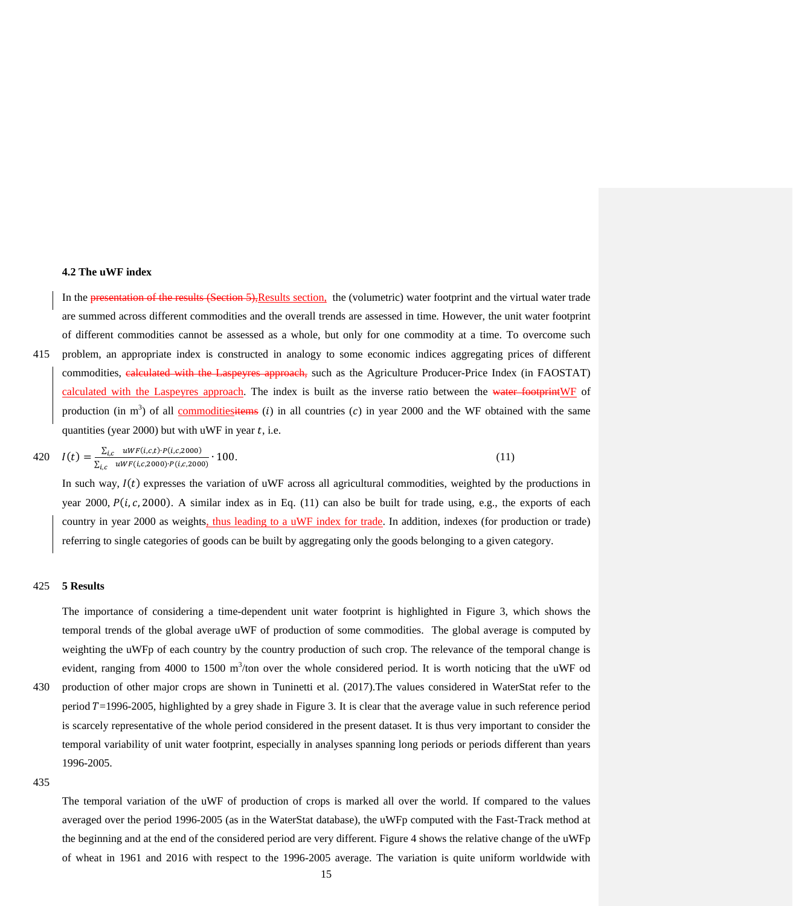### 4.2 The uWF index

In the ~~presentation of the results (Section 5),~~Results section, the (volumetric) water footprint and the virtual water trade are summed across different commodities and the overall trends are assessed in time. However, the unit water footprint of different commodities cannot be assessed as a whole, but only for one commodity at a time. To overcome such problem, an appropriate index is constructed in analogy to some economic indices aggregating prices of different commodities, ~~calculated with the Laspeyres approach,~~ such as the Agriculture Producer-Price Index (in FAOSTAT) calculated with the Laspeyres approach. The index is built as the inverse ratio between the ~~water footprint~~WF of production (in $m^3$) of all commodities~~items~~ ($i$) in all countries ($c$) in year 2000 and the WF obtained with the same quantities (year 2000) but with uWF in year $t$, i.e.

$$I(t) = \frac{\sum_{i,c} \; uWF(i,c,t) \cdot P(i,c,2000)}{\sum_{i,c} \; uWF(i,c,2000) \cdot P(i,c,2000)} \cdot 100. \tag{11}$$

In such way, $I(t)$ expresses the variation of uWF across all agricultural commodities, weighted by the productions in year 2000, $P(i,c,2000)$. A similar index as in Eq. (11) can also be built for trade using, e.g., the exports of each country in year 2000 as weights, thus leading to a uWF index for trade. In addition, indexes (for production or trade) referring to single categories of goods can be built by aggregating only the goods belonging to a given category.

## 5 Results

The importance of considering a time-dependent unit water footprint is highlighted in Figure 3, which shows the temporal trends of the global average uWF of production of some commodities. The global average is computed by weighting the uWFp of each country by the country production of such crop. The relevance of the temporal change is evident, ranging from 4000 to 1500 $m^3$/ton over the whole considered period. It is worth noticing that the uWF od production of other major crops are shown in Tuninetti et al. (2017).The values considered in WaterStat refer to the period $T$=1996-2005, highlighted by a grey shade in Figure 3. It is clear that the average value in such reference period is scarcely representative of the whole period considered in the present dataset. It is thus very important to consider the temporal variability of unit water footprint, especially in analyses spanning long periods or periods different than years 1996-2005.

The temporal variation of the uWF of production of crops is marked all over the world. If compared to the values averaged over the period 1996-2005 (as in the WaterStat database), the uWFp computed with the Fast-Track method at the beginning and at the end of the considered period are very different. Figure 4 shows the relative change of the uWFp of wheat in 1961 and 2016 with respect to the 1996-2005 average. The variation is quite uniform worldwide with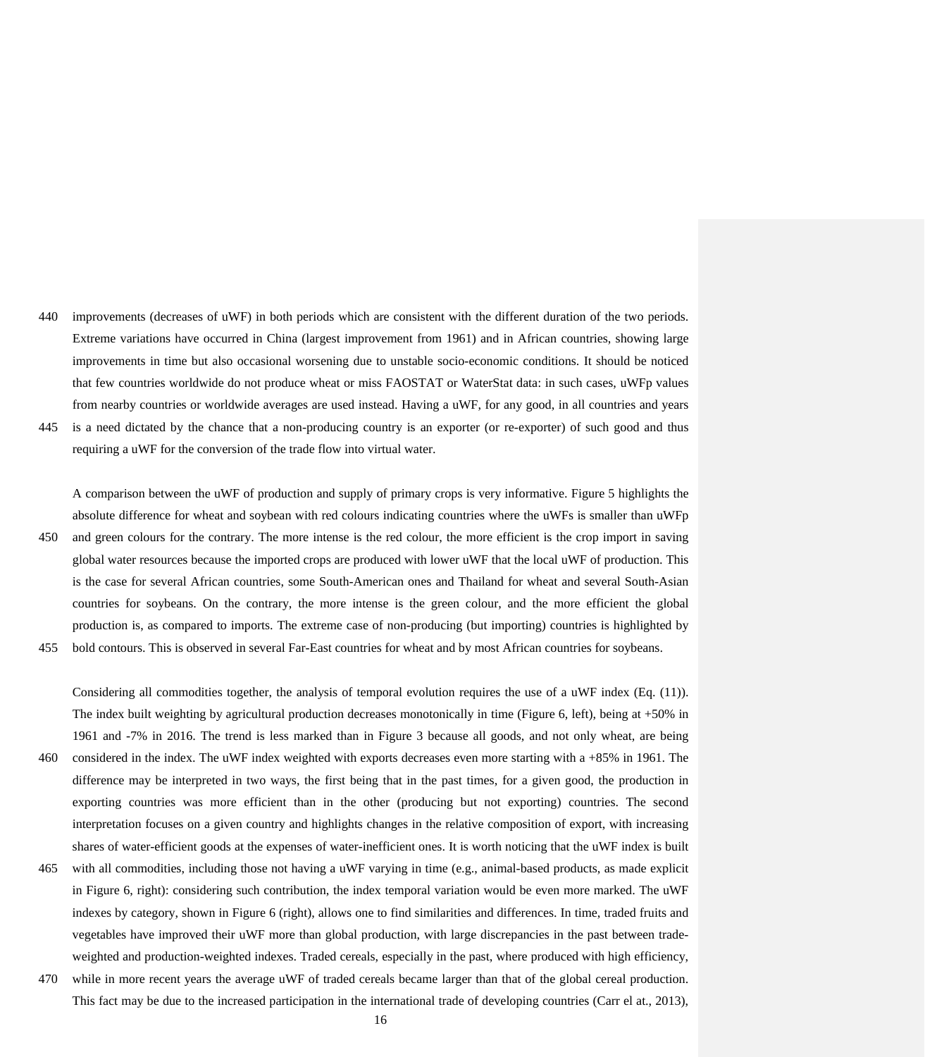improvements (decreases of uWF) in both periods which are consistent with the different duration of the two periods. Extreme variations have occurred in China (largest improvement from 1961) and in African countries, showing large improvements in time but also occasional worsening due to unstable socio-economic conditions. It should be noticed that few countries worldwide do not produce wheat or miss FAOSTAT or WaterStat data: in such cases, uWFp values from nearby countries or worldwide averages are used instead. Having a uWF, for any good, in all countries and years is a need dictated by the chance that a non-producing country is an exporter (or re-exporter) of such good and thus requiring a uWF for the conversion of the trade flow into virtual water.

A comparison between the uWF of production and supply of primary crops is very informative. Figure 5 highlights the absolute difference for wheat and soybean with red colours indicating countries where the uWFs is smaller than uWFp and green colours for the contrary. The more intense is the red colour, the more efficient is the crop import in saving global water resources because the imported crops are produced with lower uWF that the local uWF of production. This is the case for several African countries, some South-American ones and Thailand for wheat and several South-Asian countries for soybeans. On the contrary, the more intense is the green colour, and the more efficient the global production is, as compared to imports. The extreme case of non-producing (but importing) countries is highlighted by bold contours. This is observed in several Far-East countries for wheat and by most African countries for soybeans.

Considering all commodities together, the analysis of temporal evolution requires the use of a uWF index (Eq. (11)). The index built weighting by agricultural production decreases monotonically in time (Figure 6, left), being at +50% in 1961 and -7% in 2016. The trend is less marked than in Figure 3 because all goods, and not only wheat, are being considered in the index. The uWF index weighted with exports decreases even more starting with a +85% in 1961. The difference may be interpreted in two ways, the first being that in the past times, for a given good, the production in exporting countries was more efficient than in the other (producing but not exporting) countries. The second interpretation focuses on a given country and highlights changes in the relative composition of export, with increasing shares of water-efficient goods at the expenses of water-inefficient ones. It is worth noticing that the uWF index is built with all commodities, including those not having a uWF varying in time (e.g., animal-based products, as made explicit in Figure 6, right): considering such contribution, the index temporal variation would be even more marked. The uWF indexes by category, shown in Figure 6 (right), allows one to find similarities and differences. In time, traded fruits and vegetables have improved their uWF more than global production, with large discrepancies in the past between trade-weighted and production-weighted indexes. Traded cereals, especially in the past, where produced with high efficiency, while in more recent years the average uWF of traded cereals became larger than that of the global cereal production. This fact may be due to the increased participation in the international trade of developing countries (Carr el at., 2013),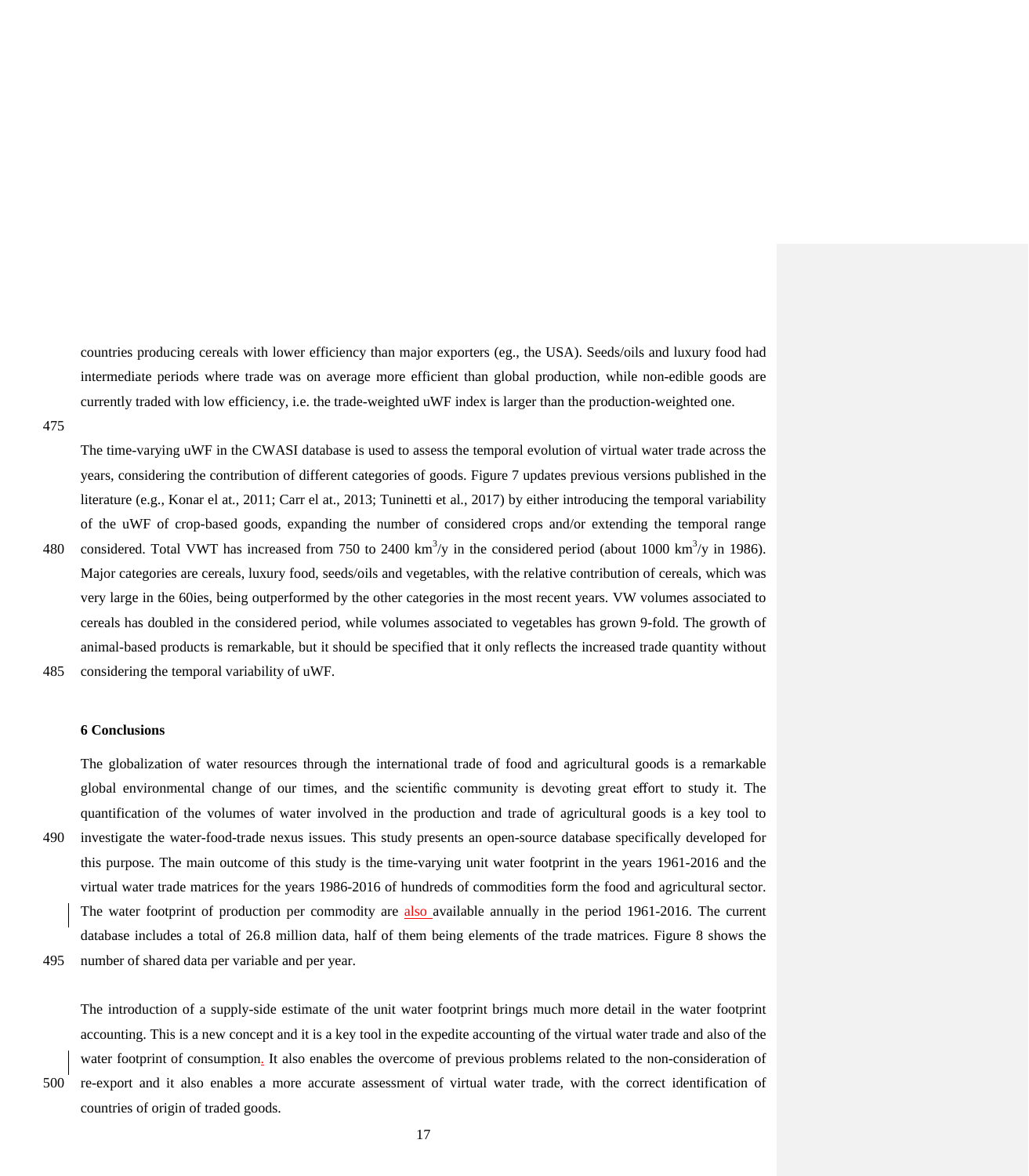countries producing cereals with lower efficiency than major exporters (eg., the USA). Seeds/oils and luxury food had intermediate periods where trade was on average more efficient than global production, while non-edible goods are currently traded with low efficiency, i.e. the trade-weighted uWF index is larger than the production-weighted one.

The time-varying uWF in the CWASI database is used to assess the temporal evolution of virtual water trade across the years, considering the contribution of different categories of goods. Figure 7 updates previous versions published in the literature (e.g., Konar el at., 2011; Carr el at., 2013; Tuninetti et al., 2017) by either introducing the temporal variability of the uWF of crop-based goods, expanding the number of considered crops and/or extending the temporal range considered. Total VWT has increased from 750 to 2400 $km^3/y$ in the considered period (about 1000 $km^3/y$ in 1986). Major categories are cereals, luxury food, seeds/oils and vegetables, with the relative contribution of cereals, which was very large in the 60ies, being outperformed by the other categories in the most recent years. VW volumes associated to cereals has doubled in the considered period, while volumes associated to vegetables has grown 9-fold. The growth of animal-based products is remarkable, but it should be specified that it only reflects the increased trade quantity without considering the temporal variability of uWF.

## 6 Conclusions

The globalization of water resources through the international trade of food and agricultural goods is a remarkable global environmental change of our times, and the scientific community is devoting great effort to study it. The quantification of the volumes of water involved in the production and trade of agricultural goods is a key tool to investigate the water-food-trade nexus issues. This study presents an open-source database specifically developed for this purpose. The main outcome of this study is the time-varying unit water footprint in the years 1961-2016 and the virtual water trade matrices for the years 1986-2016 of hundreds of commodities form the food and agricultural sector. The water footprint of production per commodity are also available annually in the period 1961-2016. The current database includes a total of 26.8 million data, half of them being elements of the trade matrices. Figure 8 shows the number of shared data per variable and per year.

The introduction of a supply-side estimate of the unit water footprint brings much more detail in the water footprint accounting. This is a new concept and it is a key tool in the expedite accounting of the virtual water trade and also of the water footprint of consumption. It also enables the overcome of previous problems related to the non-consideration of re-export and it also enables a more accurate assessment of virtual water trade, with the correct identification of countries of origin of traded goods.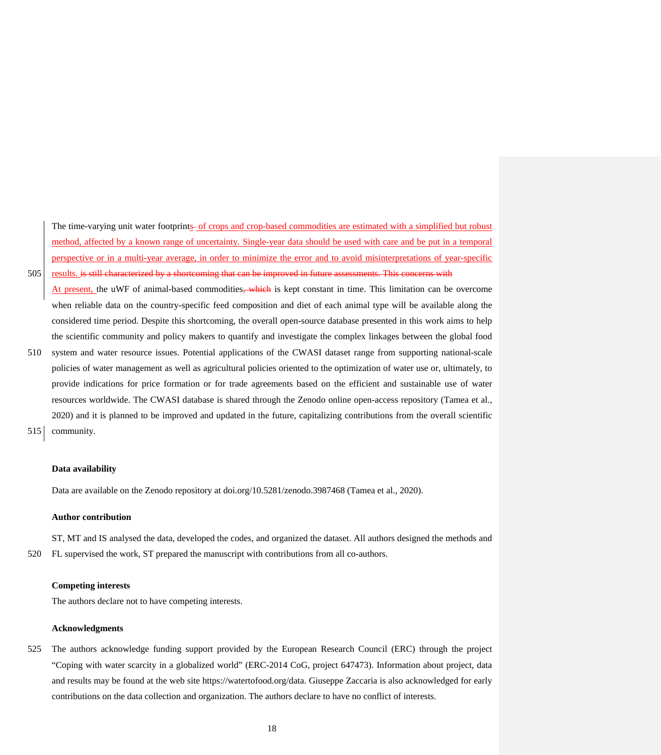The time-varying unit water footprints of crops and crop-based commodities are estimated with a simplified but robust method, affected by a known range of uncertainty. Single-year data should be used with care and be put in a temporal perspective or in a multi-year average, in order to minimize the error and to avoid misinterpretations of year-specific results. ~~is still characterized by a shortcoming that can be improved in future assessments. This concerns with~~ At present, the uWF of animal-based commodities~~, which~~ is kept constant in time. This limitation can be overcome when reliable data on the country-specific feed composition and diet of each animal type will be available along the considered time period. Despite this shortcoming, the overall open-source database presented in this work aims to help the scientific community and policy makers to quantify and investigate the complex linkages between the global food system and water resource issues. Potential applications of the CWASI dataset range from supporting national-scale policies of water management as well as agricultural policies oriented to the optimization of water use or, ultimately, to provide indications for price formation or for trade agreements based on the efficient and sustainable use of water resources worldwide. The CWASI database is shared through the Zenodo online open-access repository (Tamea et al., 2020) and it is planned to be improved and updated in the future, capitalizing contributions from the overall scientific community.

**Data availability**

Data are available on the Zenodo repository at doi.org/10.5281/zenodo.3987468 (Tamea et al., 2020).

**Author contribution**

ST, MT and IS analysed the data, developed the codes, and organized the dataset. All authors designed the methods and FL supervised the work, ST prepared the manuscript with contributions from all co-authors.

**Competing interests**

The authors declare not to have competing interests.

**Acknowledgments**

The authors acknowledge funding support provided by the European Research Council (ERC) through the project "Coping with water scarcity in a globalized world" (ERC-2014 CoG, project 647473). Information about project, data and results may be found at the web site https://watertofood.org/data. Giuseppe Zaccaria is also acknowledged for early contributions on the data collection and organization. The authors declare to have no conflict of interests.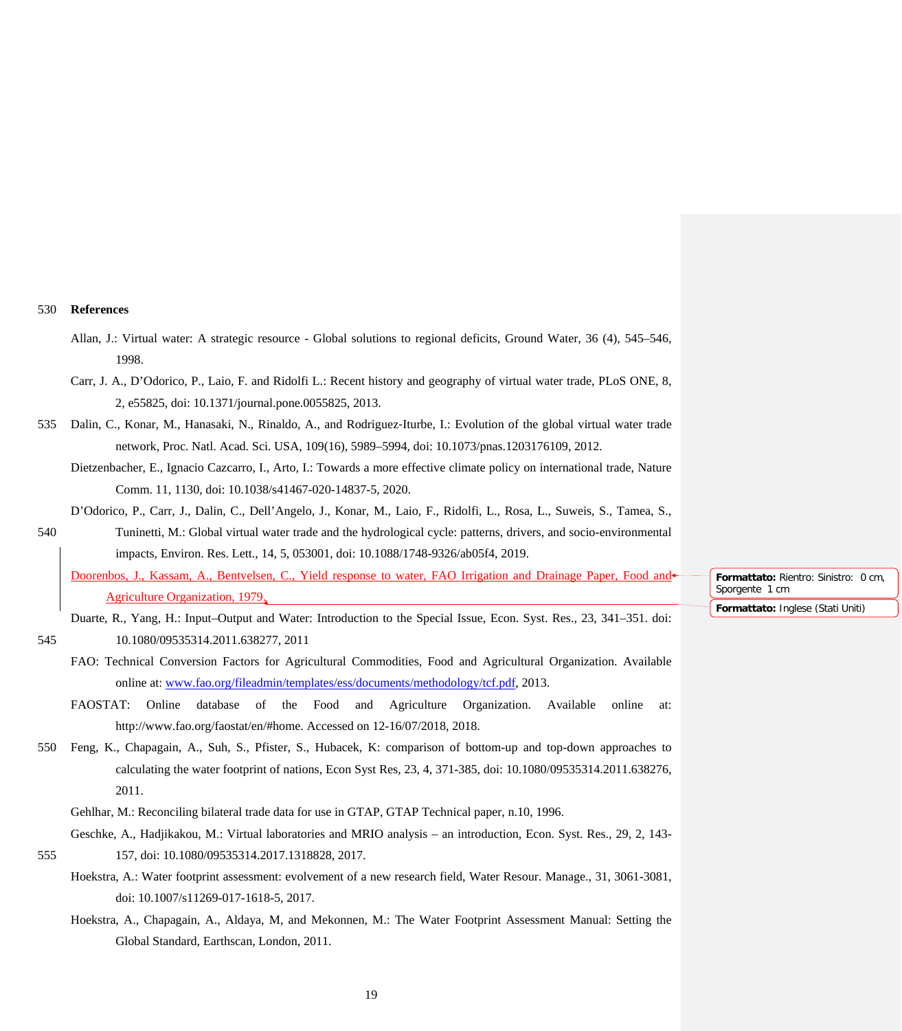## References

Allan, J.: Virtual water: A strategic resource - Global solutions to regional deficits, Ground Water, 36 (4), 545–546, 1998.

Carr, J. A., D'Odorico, P., Laio, F. and Ridolfi L.: Recent history and geography of virtual water trade, PLoS ONE, 8, 2, e55825, doi: 10.1371/journal.pone.0055825, 2013.

Dalin, C., Konar, M., Hanasaki, N., Rinaldo, A., and Rodriguez-Iturbe, I.: Evolution of the global virtual water trade network, Proc. Natl. Acad. Sci. USA, 109(16), 5989–5994, doi: 10.1073/pnas.1203176109, 2012.

Dietzenbacher, E., Ignacio Cazcarro, I., Arto, I.: Towards a more effective climate policy on international trade, Nature Comm. 11, 1130, doi: 10.1038/s41467-020-14837-5, 2020.

D'Odorico, P., Carr, J., Dalin, C., Dell'Angelo, J., Konar, M., Laio, F., Ridolfi, L., Rosa, L., Suweis, S., Tamea, S., Tuninetti, M.: Global virtual water trade and the hydrological cycle: patterns, drivers, and socio-environmental impacts, Environ. Res. Lett., 14, 5, 053001, doi: 10.1088/1748-9326/ab05f4, 2019.

Doorenbos, J., Kassam, A., Bentvelsen, C., Yield response to water, FAO Irrigation and Drainage Paper, Food and Agriculture Organization, 1979.

Duarte, R., Yang, H.: Input–Output and Water: Introduction to the Special Issue, Econ. Syst. Res., 23, 341–351. doi: 10.1080/09535314.2011.638277, 2011

FAO: Technical Conversion Factors for Agricultural Commodities, Food and Agricultural Organization. Available online at: www.fao.org/fileadmin/templates/ess/documents/methodology/tcf.pdf, 2013.

FAOSTAT: Online database of the Food and Agriculture Organization. Available online at: http://www.fao.org/faostat/en/#home. Accessed on 12-16/07/2018, 2018.

Feng, K., Chapagain, A., Suh, S., Pfister, S., Hubacek, K: comparison of bottom-up and top-down approaches to calculating the water footprint of nations, Econ Syst Res, 23, 4, 371-385, doi: 10.1080/09535314.2011.638276, 2011.

Gehlhar, M.: Reconciling bilateral trade data for use in GTAP, GTAP Technical paper, n.10, 1996.

Geschke, A., Hadjikakou, M.: Virtual laboratories and MRIO analysis – an introduction, Econ. Syst. Res., 29, 2, 143-157, doi: 10.1080/09535314.2017.1318828, 2017.

Hoekstra, A.: Water footprint assessment: evolvement of a new research field, Water Resour. Manage., 31, 3061-3081, doi: 10.1007/s11269-017-1618-5, 2017.

Hoekstra, A., Chapagain, A., Aldaya, M, and Mekonnen, M.: The Water Footprint Assessment Manual: Setting the Global Standard, Earthscan, London, 2011.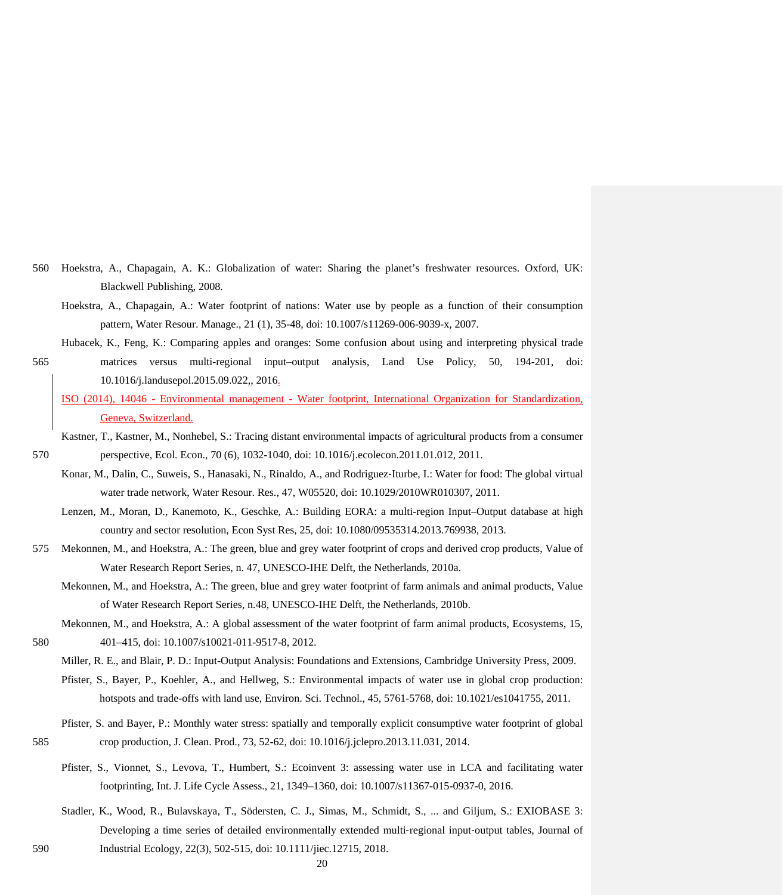Hoekstra, A., Chapagain, A. K.: Globalization of water: Sharing the planet's freshwater resources. Oxford, UK: Blackwell Publishing, 2008.

Hoekstra, A., Chapagain, A.: Water footprint of nations: Water use by people as a function of their consumption pattern, Water Resour. Manage., 21 (1), 35-48, doi: 10.1007/s11269-006-9039-x, 2007.

Hubacek, K., Feng, K.: Comparing apples and oranges: Some confusion about using and interpreting physical trade matrices versus multi-regional input–output analysis, Land Use Policy, 50, 194-201, doi: 10.1016/j.landusepol.2015.09.022,, 2016.

ISO (2014), 14046 - Environmental management - Water footprint, International Organization for Standardization, Geneva, Switzerland.

Kastner, T., Kastner, M., Nonhebel, S.: Tracing distant environmental impacts of agricultural products from a consumer perspective, Ecol. Econ., 70 (6), 1032-1040, doi: 10.1016/j.ecolecon.2011.01.012, 2011.

Konar, M., Dalin, C., Suweis, S., Hanasaki, N., Rinaldo, A., and Rodriguez-Iturbe, I.: Water for food: The global virtual water trade network, Water Resour. Res., 47, W05520, doi: 10.1029/2010WR010307, 2011.

Lenzen, M., Moran, D., Kanemoto, K., Geschke, A.: Building EORA: a multi-region Input–Output database at high country and sector resolution, Econ Syst Res, 25, doi: 10.1080/09535314.2013.769938, 2013.

Mekonnen, M., and Hoekstra, A.: The green, blue and grey water footprint of crops and derived crop products, Value of Water Research Report Series, n. 47, UNESCO-IHE Delft, the Netherlands, 2010a.

Mekonnen, M., and Hoekstra, A.: The green, blue and grey water footprint of farm animals and animal products, Value of Water Research Report Series, n.48, UNESCO-IHE Delft, the Netherlands, 2010b.

Mekonnen, M., and Hoekstra, A.: A global assessment of the water footprint of farm animal products, Ecosystems, 15, 401–415, doi: 10.1007/s10021-011-9517-8, 2012.

Miller, R. E., and Blair, P. D.: Input-Output Analysis: Foundations and Extensions, Cambridge University Press, 2009.

Pfister, S., Bayer, P., Koehler, A., and Hellweg, S.: Environmental impacts of water use in global crop production: hotspots and trade-offs with land use, Environ. Sci. Technol., 45, 5761-5768, doi: 10.1021/es1041755, 2011.

Pfister, S. and Bayer, P.: Monthly water stress: spatially and temporally explicit consumptive water footprint of global crop production, J. Clean. Prod., 73, 52-62, doi: 10.1016/j.jclepro.2013.11.031, 2014.

Pfister, S., Vionnet, S., Levova, T., Humbert, S.: Ecoinvent 3: assessing water use in LCA and facilitating water footprinting, Int. J. Life Cycle Assess., 21, 1349–1360, doi: 10.1007/s11367-015-0937-0, 2016.

Stadler, K., Wood, R., Bulavskaya, T., Södersten, C. J., Simas, M., Schmidt, S., ... and Giljum, S.: EXIOBASE 3: Developing a time series of detailed environmentally extended multi-regional input-output tables, Journal of Industrial Ecology, 22(3), 502-515, doi: 10.1111/jiec.12715, 2018.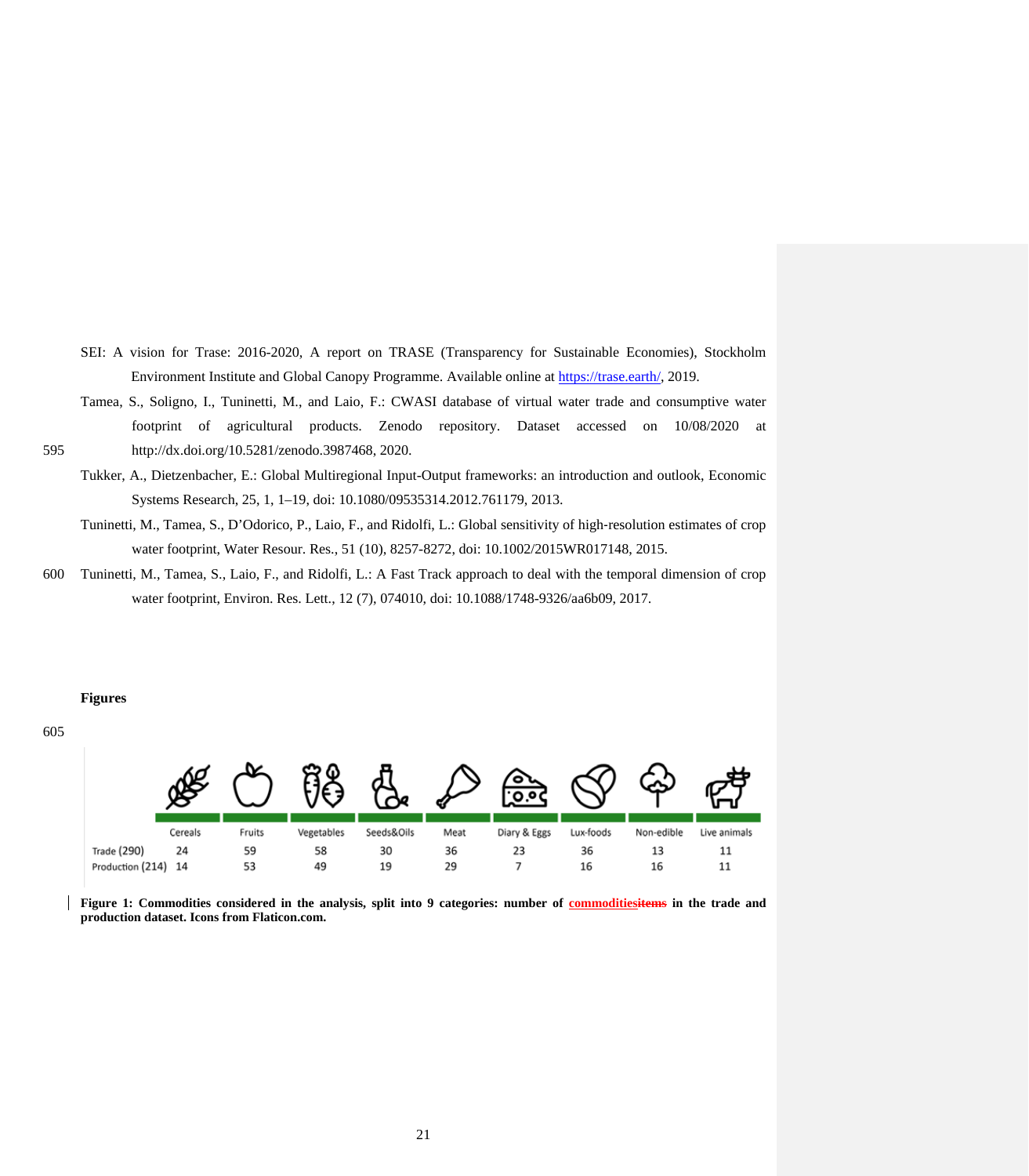SEI: A vision for Trase: 2016-2020, A report on TRASE (Transparency for Sustainable Economies), Stockholm Environment Institute and Global Canopy Programme. Available online at https://trase.earth/, 2019.

Tamea, S., Soligno, I., Tuninetti, M., and Laio, F.: CWASI database of virtual water trade and consumptive water footprint of agricultural products. Zenodo repository. Dataset accessed on 10/08/2020 at http://dx.doi.org/10.5281/zenodo.3987468, 2020.

Tukker, A., Dietzenbacher, E.: Global Multiregional Input-Output frameworks: an introduction and outlook, Economic Systems Research, 25, 1, 1–19, doi: 10.1080/09535314.2012.761179, 2013.

Tuninetti, M., Tamea, S., D'Odorico, P., Laio, F., and Ridolfi, L.: Global sensitivity of high-resolution estimates of crop water footprint, Water Resour. Res., 51 (10), 8257-8272, doi: 10.1002/2015WR017148, 2015.

Tuninetti, M., Tamea, S., Laio, F., and Ridolfi, L.: A Fast Track approach to deal with the temporal dimension of crop water footprint, Environ. Res. Lett., 12 (7), 074010, doi: 10.1088/1748-9326/aa6b09, 2017.

## Figures

| | Cereals | Fruits | Vegetables | Seeds&Oils | Meat | Diary & Eggs | Lux-foods | Non-edible | Live animals |
|---|---|---|---|---|---|---|---|---|---|
| Trade (290) | 24 | 59 | 58 | 30 | 36 | 23 | 36 | 13 | 11 |
| Production (214) | 14 | 53 | 49 | 19 | 29 | 7 | 16 | 16 | 11 |

**Figure 1: Commodities considered in the analysis, split into 9 categories: number of commoditiesitems in the trade and production dataset. Icons from Flaticon.com.**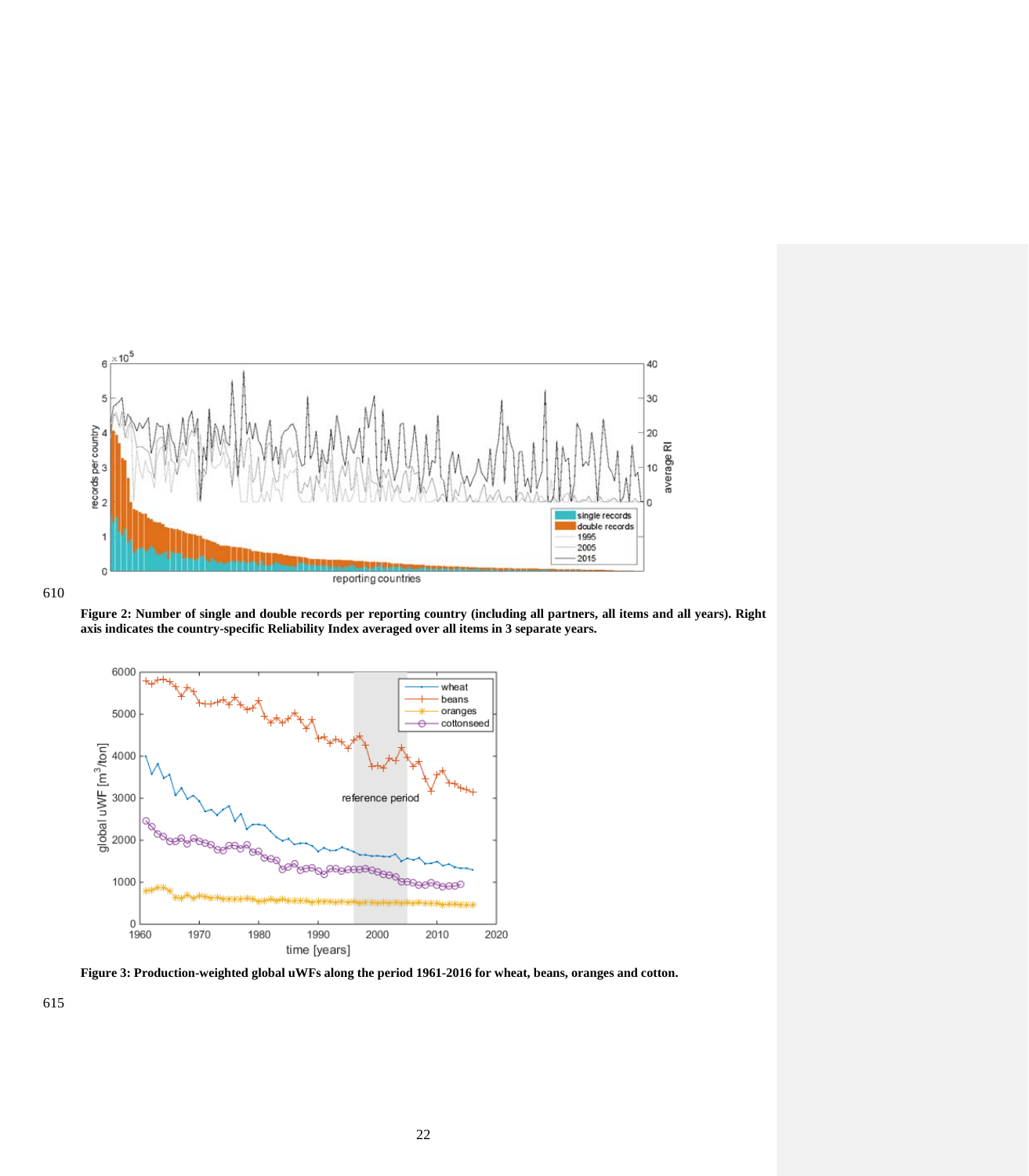Figure 2: Number of single and double records per reporting country (including all partners, all items and all years). Right axis indicates the country-specific Reliability Index averaged over all items in 3 separate years.

Figure 3: Production-weighted global uWFs along the period 1961-2016 for wheat, beans, oranges and cotton.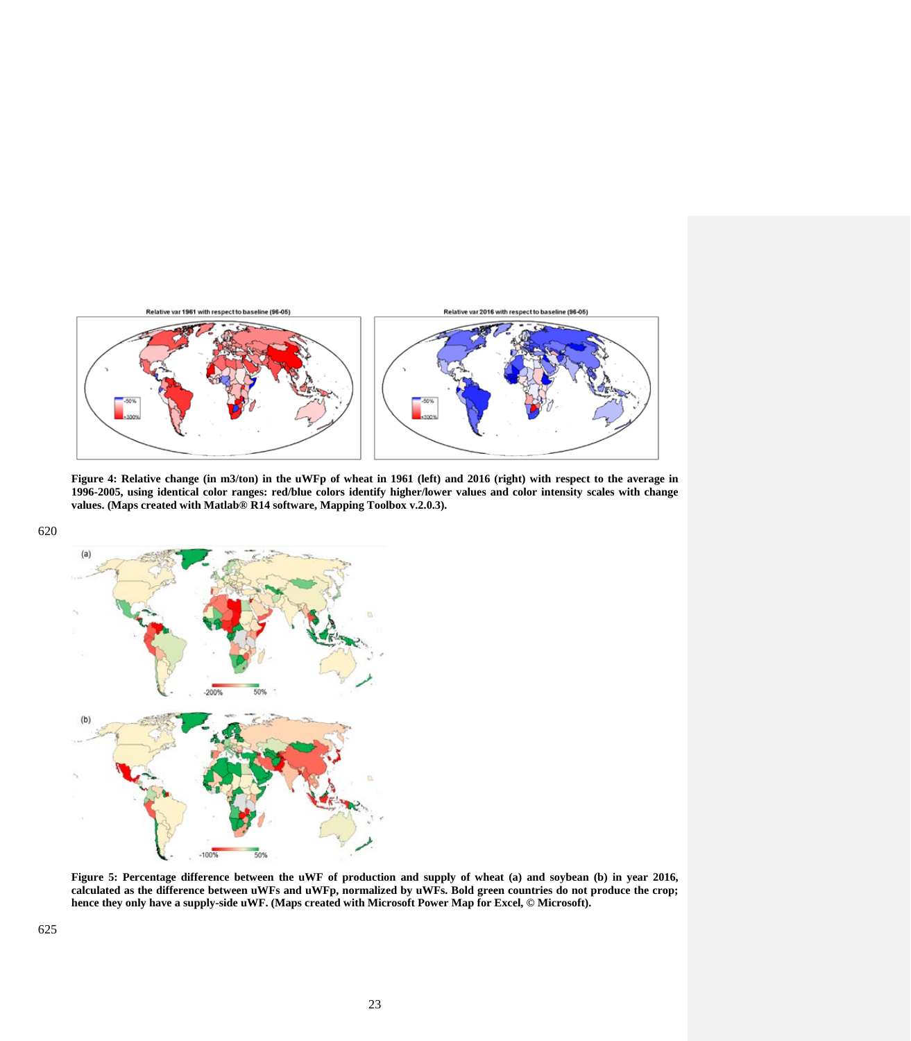Figure 4: Relative change (in m3/ton) in the uWFp of wheat in 1961 (left) and 2016 (right) with respect to the average in 1996-2005, using identical color ranges: red/blue colors identify higher/lower values and color intensity scales with change values. (Maps created with Matlab® R14 software, Mapping Toolbox v.2.0.3).

Figure 5: Percentage difference between the uWF of production and supply of wheat (a) and soybean (b) in year 2016, calculated as the difference between uWFs and uWFp, normalized by uWFs. Bold green countries do not produce the crop; hence they only have a supply-side uWF. (Maps created with Microsoft Power Map for Excel, © Microsoft).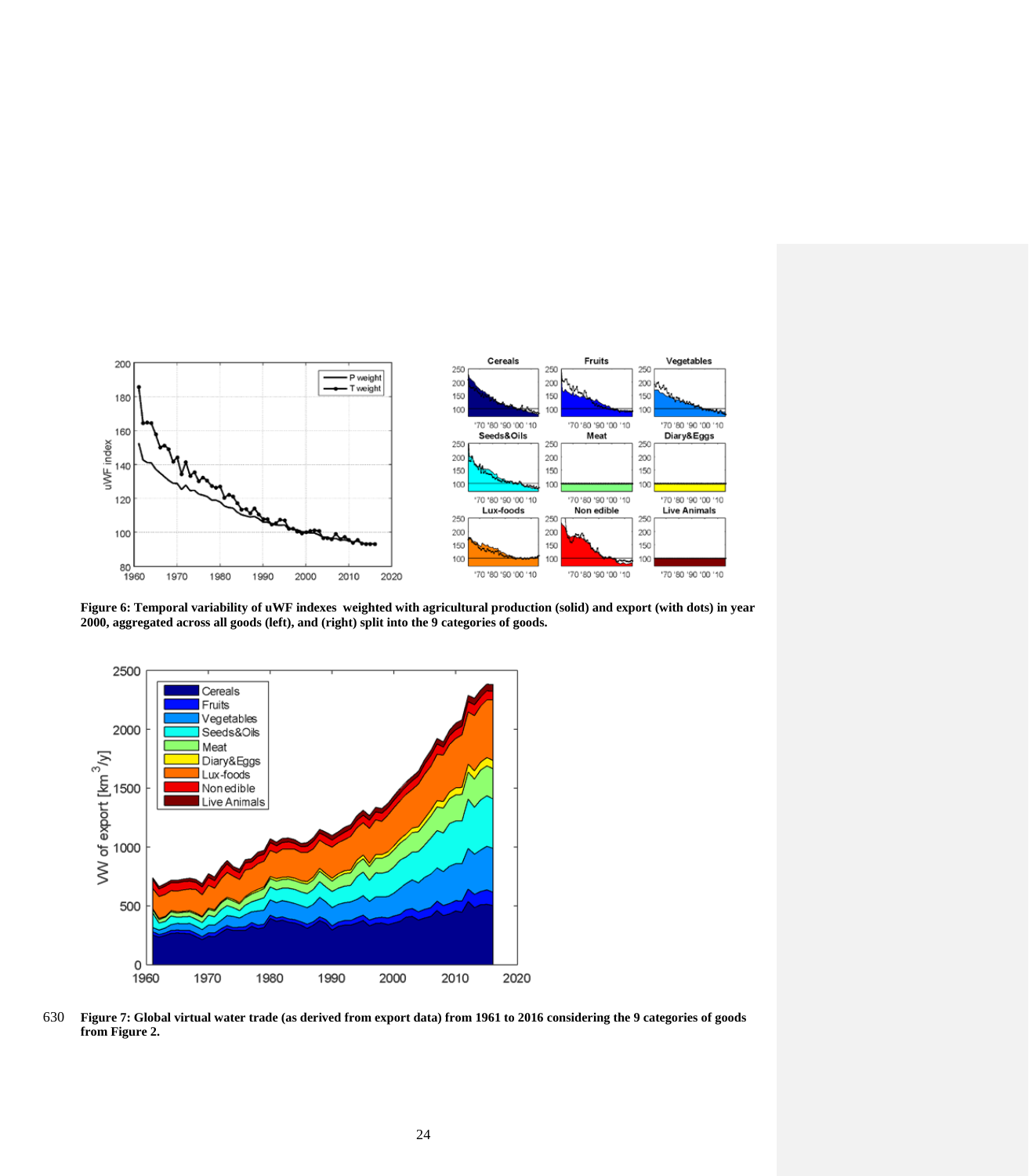**Figure 6: Temporal variability of uWF indexes weighted with agricultural production (solid) and export (with dots) in year 2000, aggregated across all goods (left), and (right) split into the 9 categories of goods.**

**Figure 7: Global virtual water trade (as derived from export data) from 1961 to 2016 considering the 9 categories of goods from Figure 2.**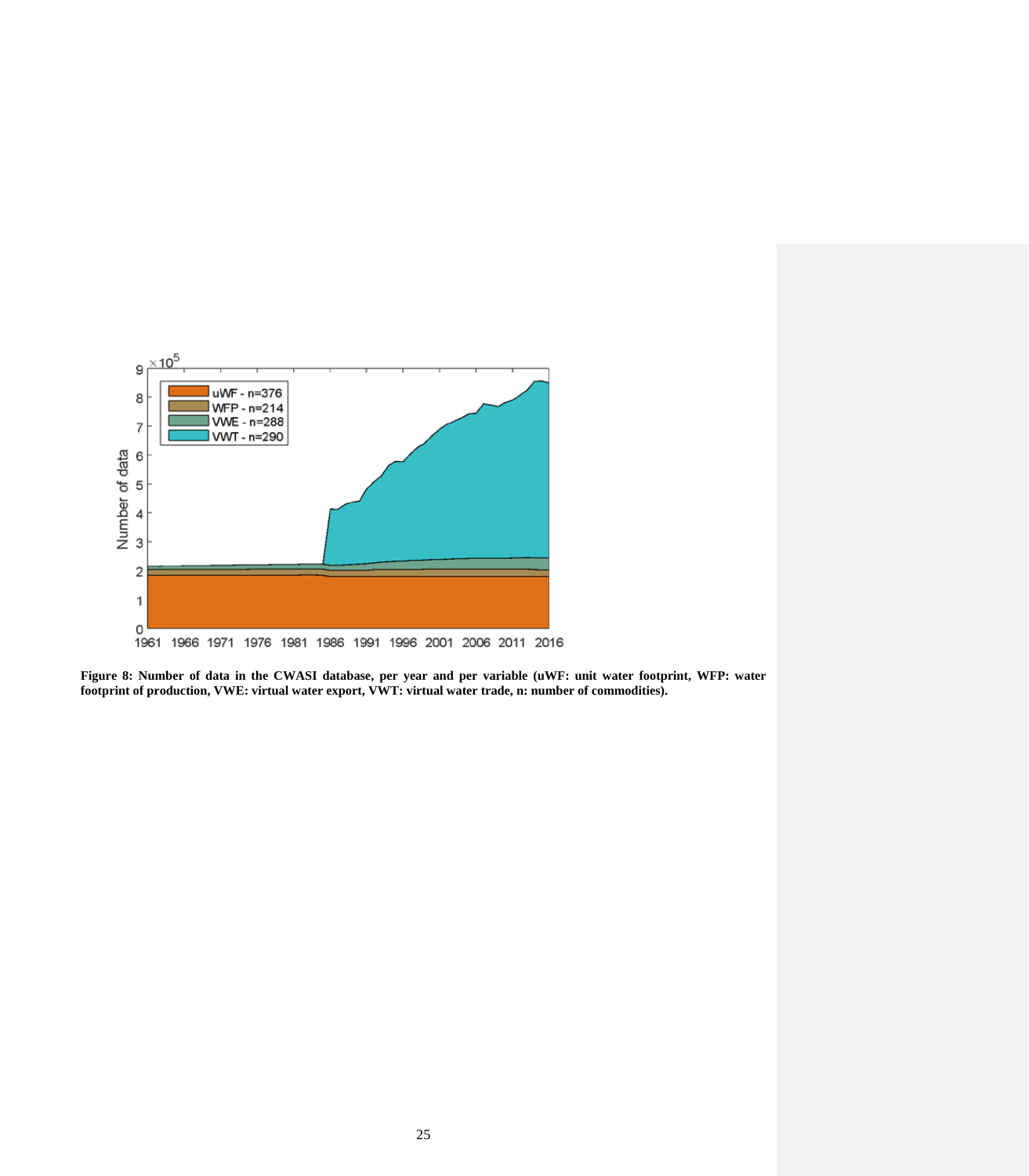$\times 10^5$

9

8

7

6

5

4

3

2

1

0

Number of data

uWF - n=376

WFP - n=214

VWE - n=288

VWT - n=290

1961 1966 1971 1976 1981 1986 1991 1996 2001 2006 2011 2016

**Figure 8: Number of data in the CWASI database, per year and per variable (uWF: unit water footprint, WFP: water footprint of production, VWE: virtual water export, VWT: virtual water trade, n: number of commodities).**